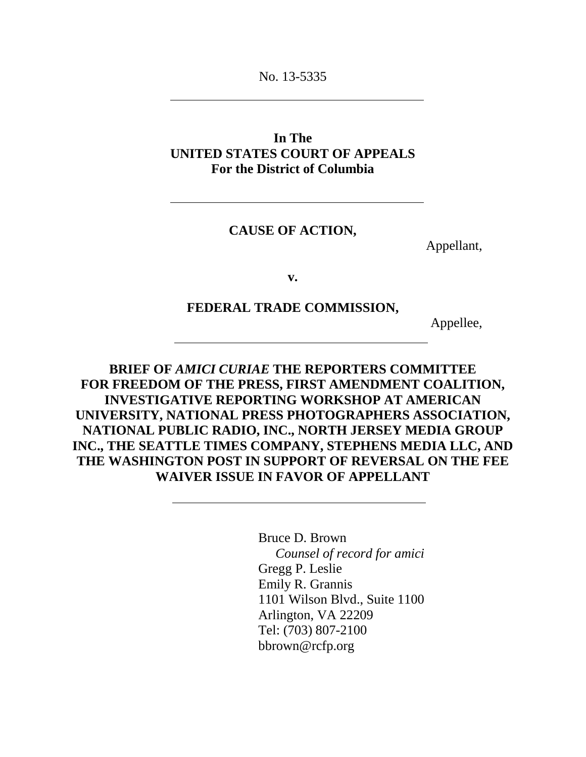No. 13-5335

---

**In The**
**UNITED STATES COURT OF APPEALS**
**For the District of Columbia**

---

**CAUSE OF ACTION,**

Appellant,

**v.**

**FEDERAL TRADE COMMISSION,**

Appellee,

---

**BRIEF OF *AMICI CURIAE* THE REPORTERS COMMITTEE FOR FREEDOM OF THE PRESS, FIRST AMENDMENT COALITION, INVESTIGATIVE REPORTING WORKSHOP AT AMERICAN UNIVERSITY, NATIONAL PRESS PHOTOGRAPHERS ASSOCIATION, NATIONAL PUBLIC RADIO, INC., NORTH JERSEY MEDIA GROUP INC., THE SEATTLE TIMES COMPANY, STEPHENS MEDIA LLC, AND THE WASHINGTON POST IN SUPPORT OF REVERSAL ON THE FEE WAIVER ISSUE IN FAVOR OF APPELLANT**

---

Bruce D. Brown
*Counsel of record for amici*
Gregg P. Leslie
Emily R. Grannis
1101 Wilson Blvd., Suite 1100
Arlington, VA 22209
Tel: (703) 807-2100
bbrown@rcfp.org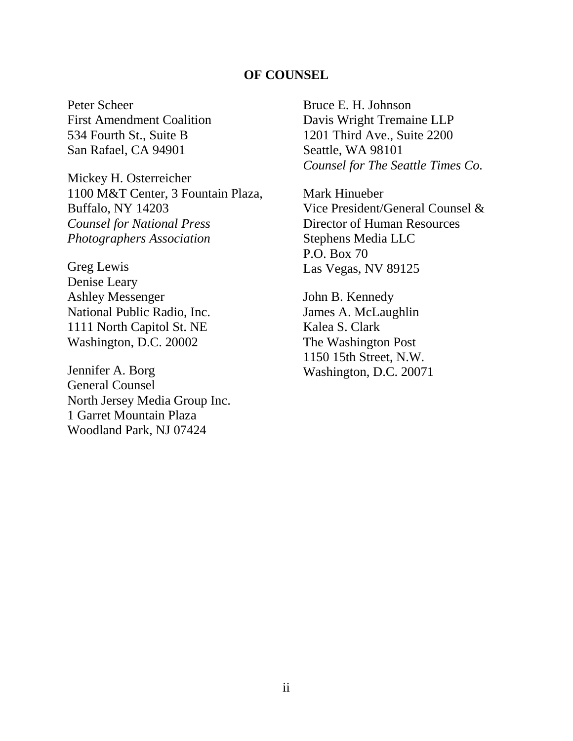**OF COUNSEL**

Peter Scheer
First Amendment Coalition
534 Fourth St., Suite B
San Rafael, CA 94901

Mickey H. Osterreicher
1100 M&T Center, 3 Fountain Plaza,
Buffalo, NY 14203
*Counsel for National Press Photographers Association*

Greg Lewis
Denise Leary
Ashley Messenger
National Public Radio, Inc.
1111 North Capitol St. NE
Washington, D.C. 20002

Jennifer A. Borg
General Counsel
North Jersey Media Group Inc.
1 Garret Mountain Plaza
Woodland Park, NJ 07424

Bruce E. H. Johnson
Davis Wright Tremaine LLP
1201 Third Ave., Suite 2200
Seattle, WA 98101
*Counsel for The Seattle Times Co.*

Mark Hinueber
Vice President/General Counsel &
Director of Human Resources
Stephens Media LLC
P.O. Box 70
Las Vegas, NV 89125

John B. Kennedy
James A. McLaughlin
Kalea S. Clark
The Washington Post
1150 15th Street, N.W.
Washington, D.C. 20071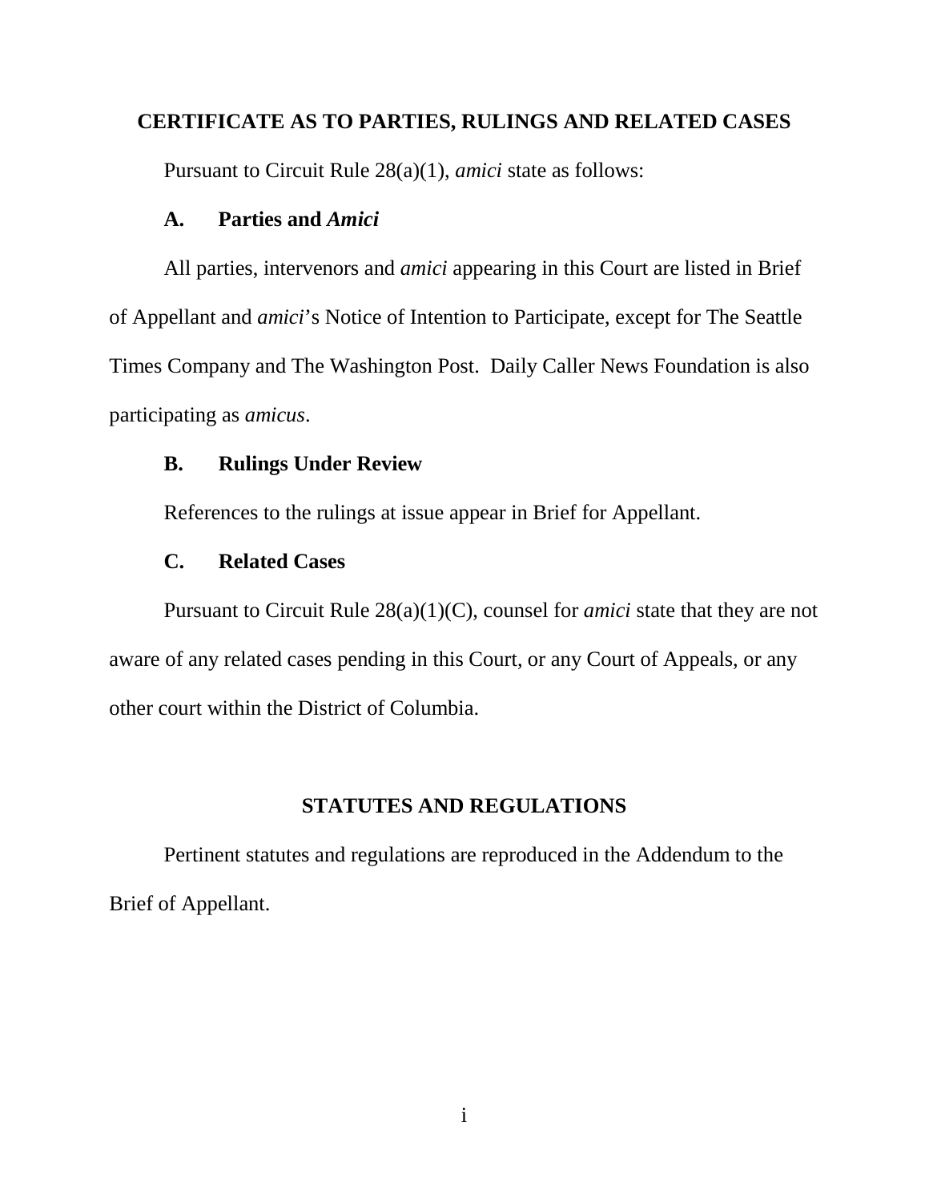## CERTIFICATE AS TO PARTIES, RULINGS AND RELATED CASES

Pursuant to Circuit Rule 28(a)(1), *amici* state as follows:

### A. Parties and *Amici*

All parties, intervenors and *amici* appearing in this Court are listed in Brief of Appellant and *amici*'s Notice of Intention to Participate, except for The Seattle Times Company and The Washington Post. Daily Caller News Foundation is also participating as *amicus*.

### B. Rulings Under Review

References to the rulings at issue appear in Brief for Appellant.

### C. Related Cases

Pursuant to Circuit Rule 28(a)(1)(C), counsel for *amici* state that they are not aware of any related cases pending in this Court, or any Court of Appeals, or any other court within the District of Columbia.

## STATUTES AND REGULATIONS

Pertinent statutes and regulations are reproduced in the Addendum to the Brief of Appellant.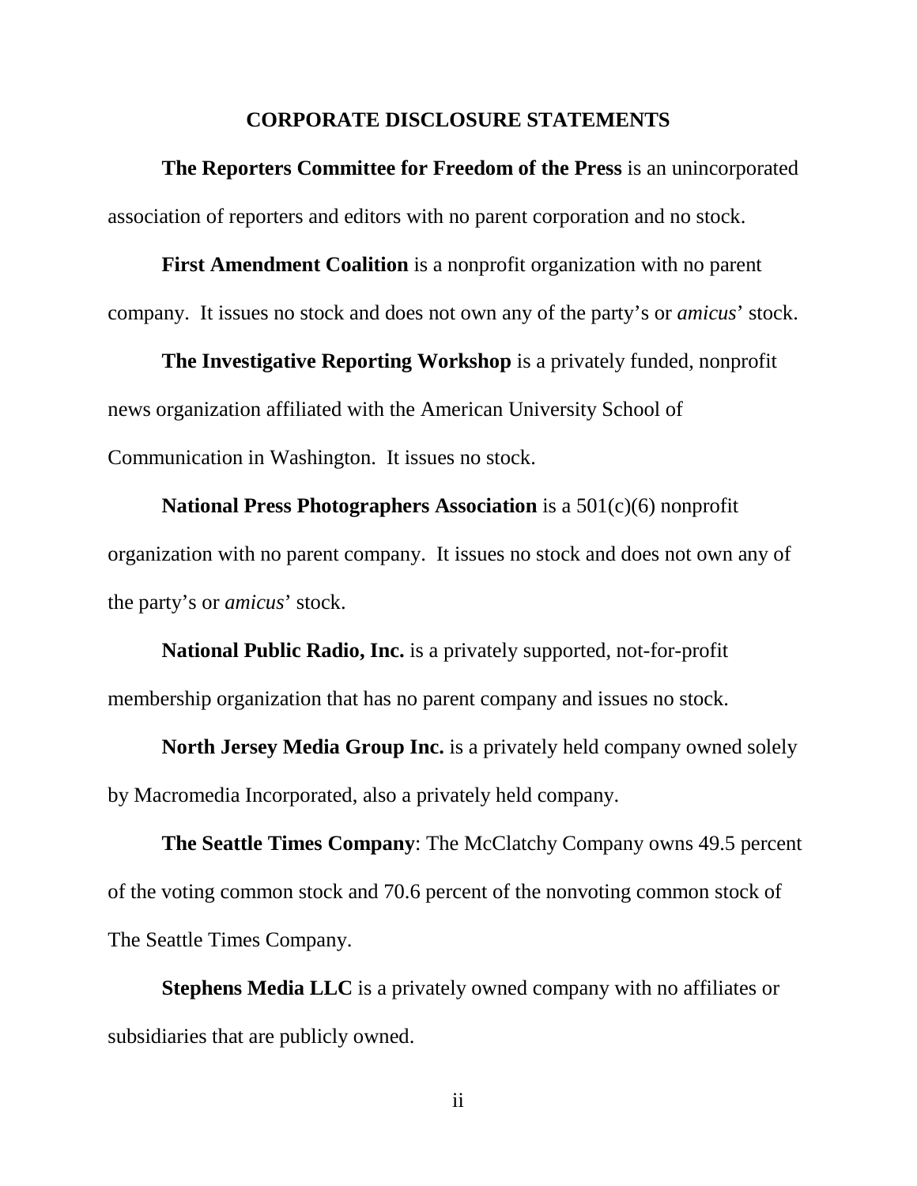## CORPORATE DISCLOSURE STATEMENTS

**The Reporters Committee for Freedom of the Press** is an unincorporated association of reporters and editors with no parent corporation and no stock.

**First Amendment Coalition** is a nonprofit organization with no parent company. It issues no stock and does not own any of the party's or *amicus*' stock.

**The Investigative Reporting Workshop** is a privately funded, nonprofit news organization affiliated with the American University School of Communication in Washington. It issues no stock.

**National Press Photographers Association** is a 501(c)(6) nonprofit organization with no parent company. It issues no stock and does not own any of the party's or *amicus*' stock.

**National Public Radio, Inc.** is a privately supported, not-for-profit membership organization that has no parent company and issues no stock.

**North Jersey Media Group Inc.** is a privately held company owned solely by Macromedia Incorporated, also a privately held company.

**The Seattle Times Company**: The McClatchy Company owns 49.5 percent of the voting common stock and 70.6 percent of the nonvoting common stock of The Seattle Times Company.

**Stephens Media LLC** is a privately owned company with no affiliates or subsidiaries that are publicly owned.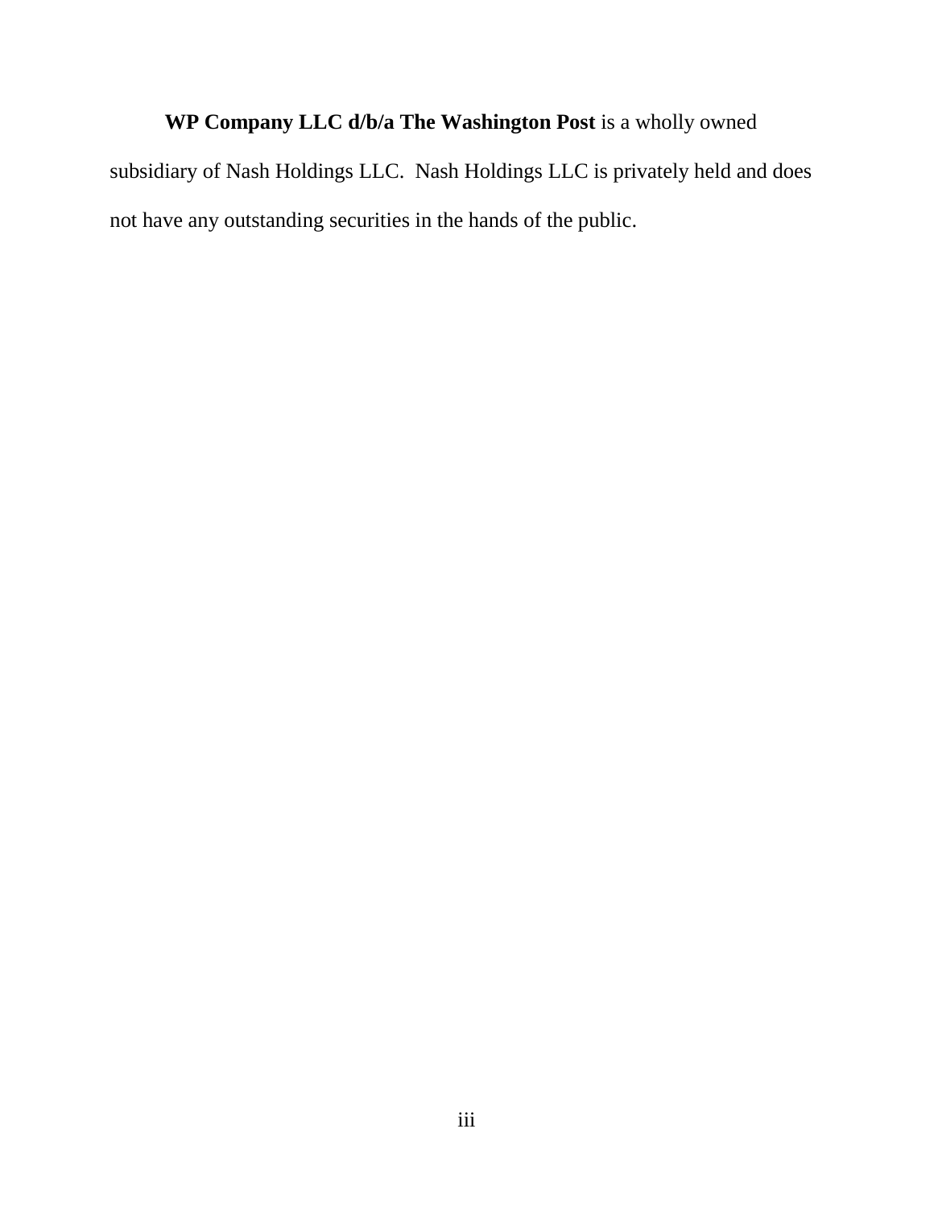**WP Company LLC d/b/a The Washington Post** is a wholly owned subsidiary of Nash Holdings LLC. Nash Holdings LLC is privately held and does not have any outstanding securities in the hands of the public.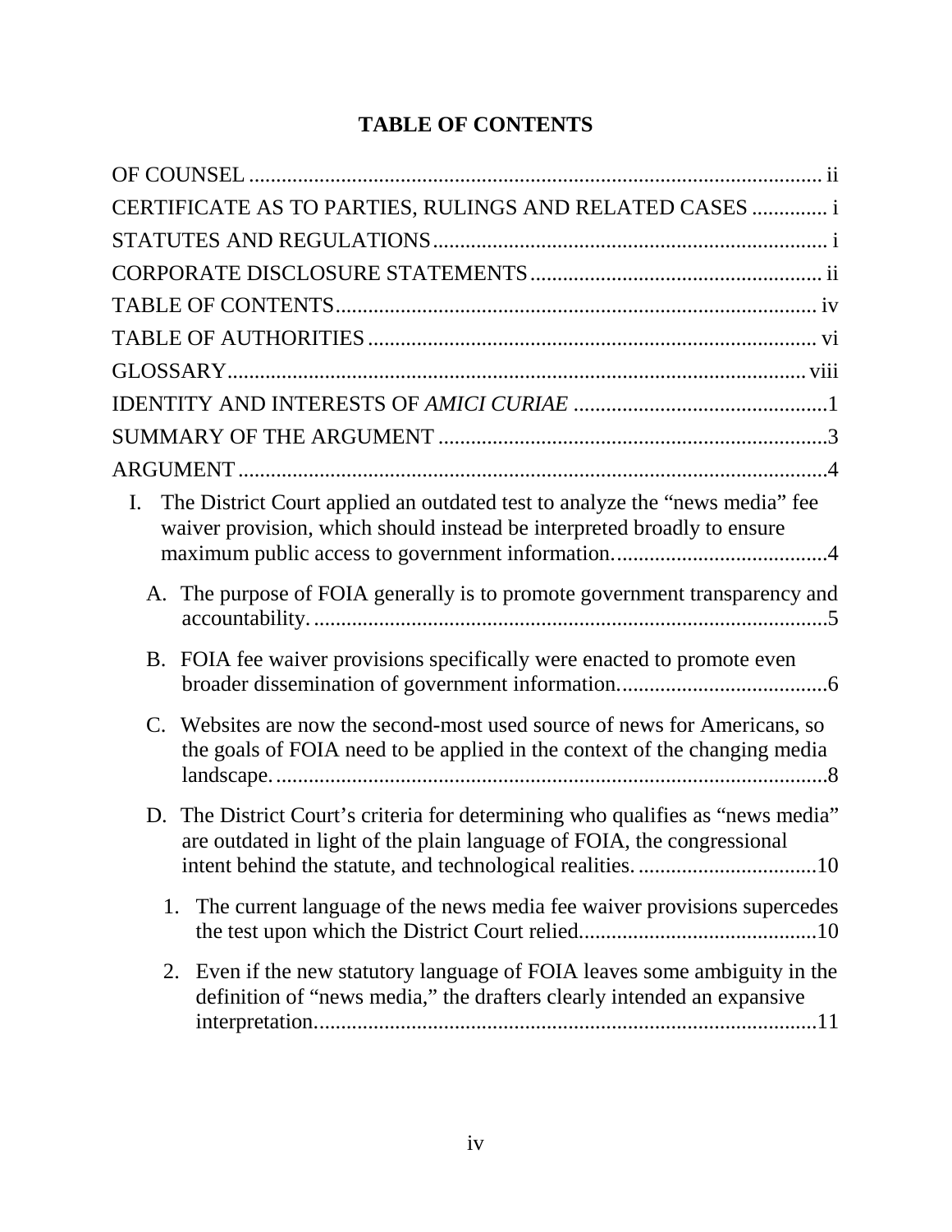# TABLE OF CONTENTS

OF COUNSEL ........................................................................................................ ii

CERTIFICATE AS TO PARTIES, RULINGS AND RELATED CASES ............. i

STATUTES AND REGULATIONS ....................................................................... i

CORPORATE DISCLOSURE STATEMENTS ..................................................... ii

TABLE OF CONTENTS ........................................................................................ iv

TABLE OF AUTHORITIES .................................................................................. vi

GLOSSARY ......................................................................................................... viii

IDENTITY AND INTERESTS OF *AMICI CURIAE* ..............................................1

SUMMARY OF THE ARGUMENT ......................................................................3

ARGUMENT ..........................................................................................................4

I. The District Court applied an outdated test to analyze the "news media" fee waiver provision, which should instead be interpreted broadly to ensure maximum public access to government information. .......................................4

   A. The purpose of FOIA generally is to promote government transparency and accountability. ..............................................................................................5

   B. FOIA fee waiver provisions specifically were enacted to promote even broader dissemination of government information. ......................................6

   C. Websites are now the second-most used source of news for Americans, so the goals of FOIA need to be applied in the context of the changing media landscape. ......................................................................................................8

   D. The District Court's criteria for determining who qualifies as "news media" are outdated in light of the plain language of FOIA, the congressional intent behind the statute, and technological realities. .................................10

      1. The current language of the news media fee waiver provisions supercedes the test upon which the District Court relied. ...........................................10

      2. Even if the new statutory language of FOIA leaves some ambiguity in the definition of "news media," the drafters clearly intended an expansive interpretation. ............................................................................................11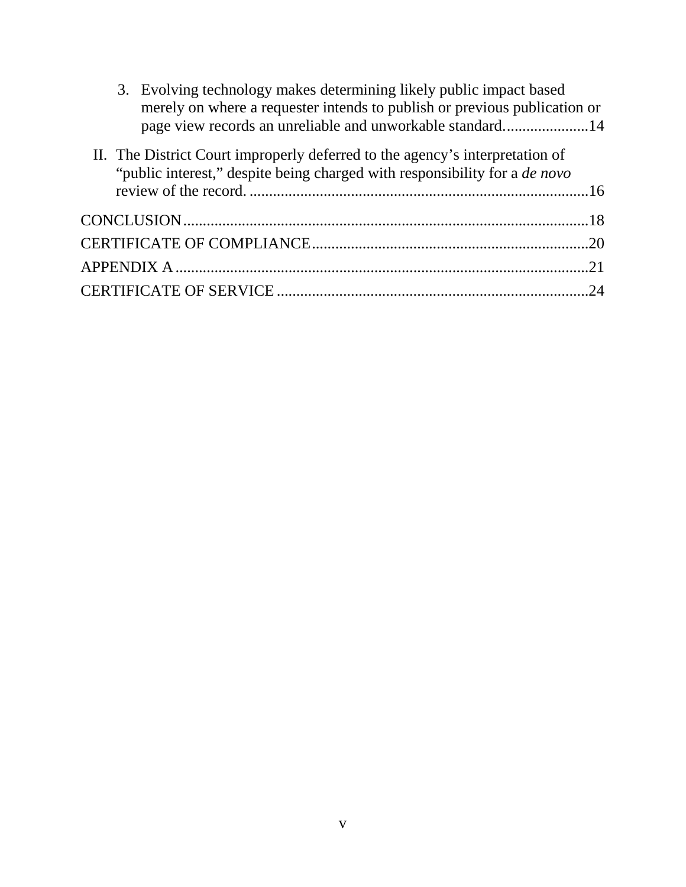3. Evolving technology makes determining likely public impact based merely on where a requester intends to publish or previous publication or page view records an unreliable and unworkable standard......................14

II. The District Court improperly deferred to the agency's interpretation of "public interest," despite being charged with responsibility for a *de novo* review of the record. ......................................................................................16

CONCLUSION........................................................................................................18

CERTIFICATE OF COMPLIANCE.......................................................................20

APPENDIX A..........................................................................................................21

CERTIFICATE OF SERVICE ................................................................................24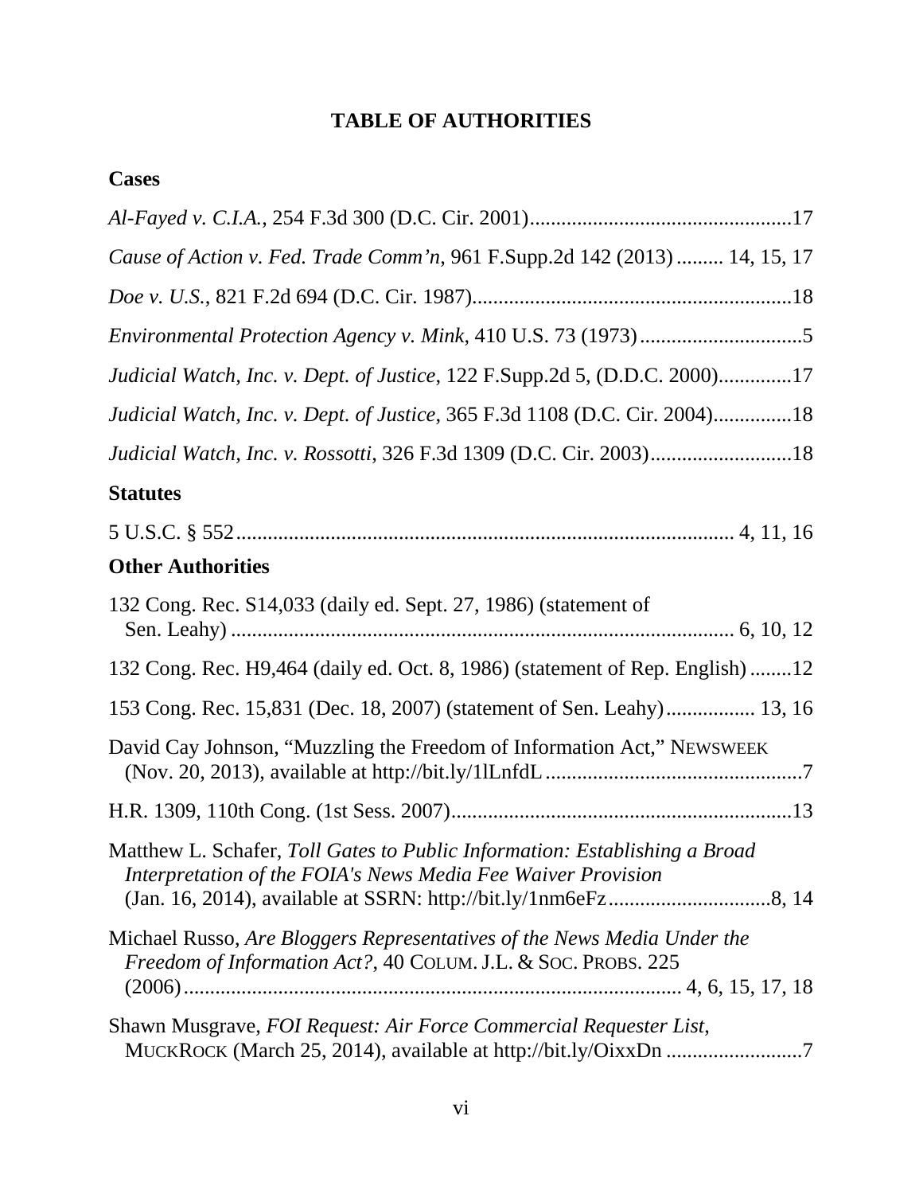# TABLE OF AUTHORITIES

## Cases

*Al-Fayed v. C.I.A.*, 254 F.3d 300 (D.C. Cir. 2001) .................................................. 17

*Cause of Action v. Fed. Trade Comm'n*, 961 F.Supp.2d 142 (2013) ......... 14, 15, 17

*Doe v. U.S.*, 821 F.2d 694 (D.C. Cir. 1987) ............................................................. 18

*Environmental Protection Agency v. Mink*, 410 U.S. 73 (1973) ............................... 5

*Judicial Watch, Inc. v. Dept. of Justice*, 122 F.Supp.2d 5, (D.D.C. 2000) ............. 17

*Judicial Watch, Inc. v. Dept. of Justice*, 365 F.3d 1108 (D.C. Cir. 2004) ............... 18

*Judicial Watch, Inc. v. Rossotti*, 326 F.3d 1309 (D.C. Cir. 2003) ........................... 18

## Statutes

5 U.S.C. § 552 ............................................................................................... 4, 11, 16

## Other Authorities

132 Cong. Rec. S14,033 (daily ed. Sept. 27, 1986) (statement of Sen. Leahy) ................................................................................................ 6, 10, 12

132 Cong. Rec. H9,464 (daily ed. Oct. 8, 1986) (statement of Rep. English) ........ 12

153 Cong. Rec. 15,831 (Dec. 18, 2007) (statement of Sen. Leahy) ................. 13, 16

David Cay Johnson, "Muzzling the Freedom of Information Act," NEWSWEEK (Nov. 20, 2013), available at http://bit.ly/1lLnfdL ................................................. 7

H.R. 1309, 110th Cong. (1st Sess. 2007) ................................................................. 13

Matthew L. Schafer, *Toll Gates to Public Information: Establishing a Broad Interpretation of the FOIA's News Media Fee Waiver Provision* (Jan. 16, 2014), available at SSRN: http://bit.ly/1nm6eFz ............................... 8, 14

Michael Russo, *Are Bloggers Representatives of the News Media Under the Freedom of Information Act?*, 40 COLUM. J.L. & SOC. PROBS. 225 (2006) ................................................................................................ 4, 6, 15, 17, 18

Shawn Musgrave, *FOI Request: Air Force Commercial Requester List*, MUCKROCK (March 25, 2014), available at http://bit.ly/OixxDn .......................... 7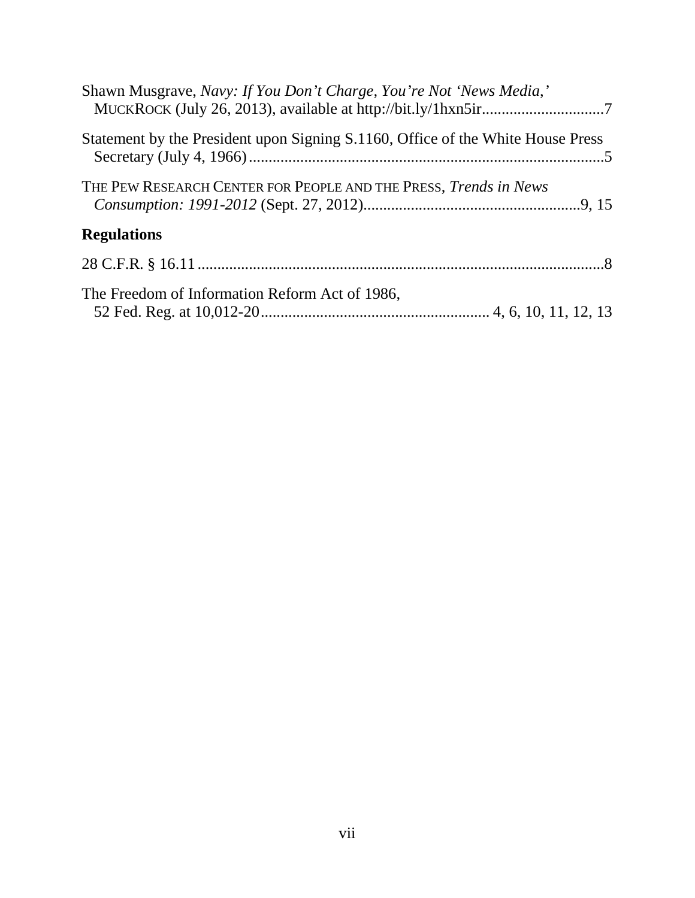Shawn Musgrave, *Navy: If You Don't Charge, You're Not 'News Media,'* MUCKROCK (July 26, 2013), available at http://bit.ly/1hxn5ir...............................7

Statement by the President upon Signing S.1160, Office of the White House Press Secretary (July 4, 1966).........................................................................................5

THE PEW RESEARCH CENTER FOR PEOPLE AND THE PRESS, *Trends in News Consumption: 1991-2012* (Sept. 27, 2012).......................................................9, 15

## Regulations

28 C.F.R. § 16.11.......................................................................................................8

The Freedom of Information Reform Act of 1986, 52 Fed. Reg. at 10,012-20......................................................... 4, 6, 10, 11, 12, 13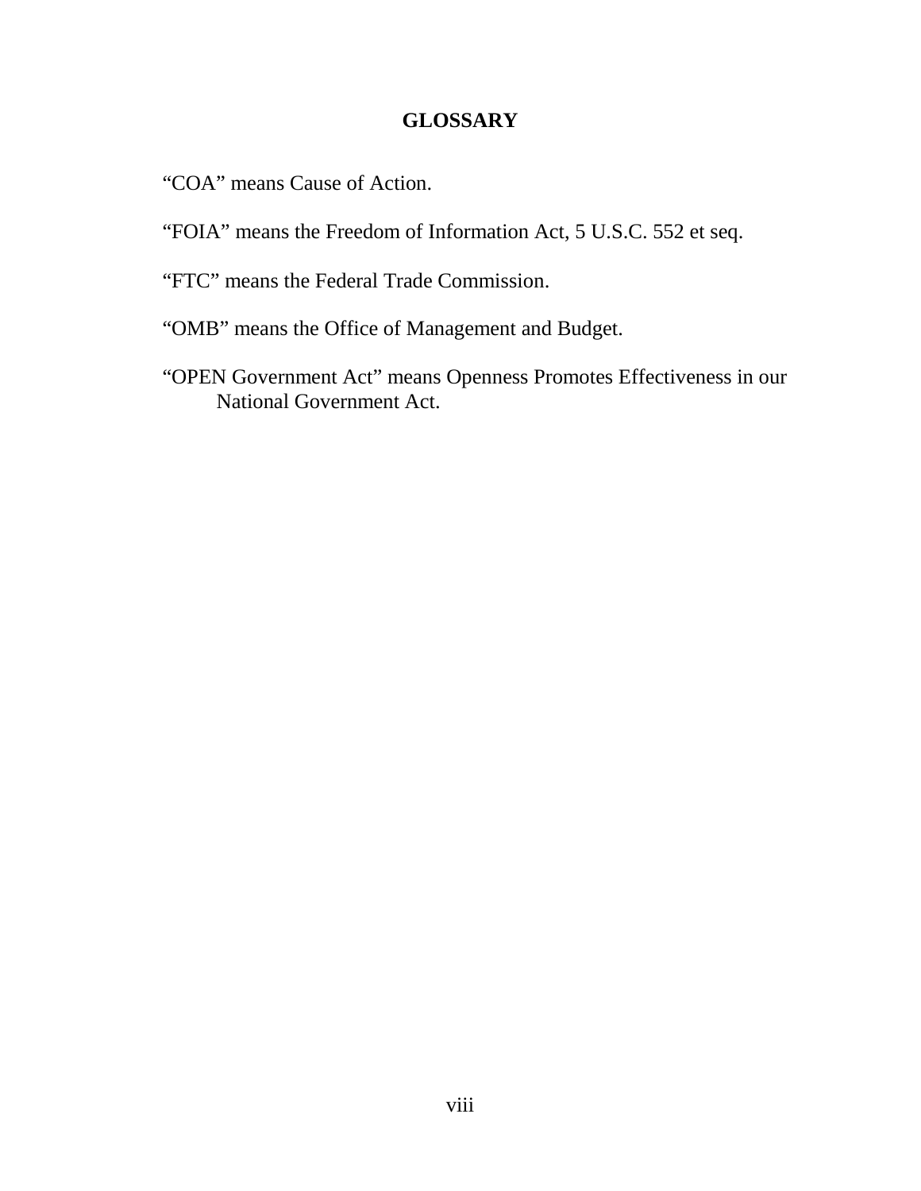## GLOSSARY

"COA" means Cause of Action.

"FOIA" means the Freedom of Information Act, 5 U.S.C. 552 et seq.

"FTC" means the Federal Trade Commission.

"OMB" means the Office of Management and Budget.

"OPEN Government Act" means Openness Promotes Effectiveness in our National Government Act.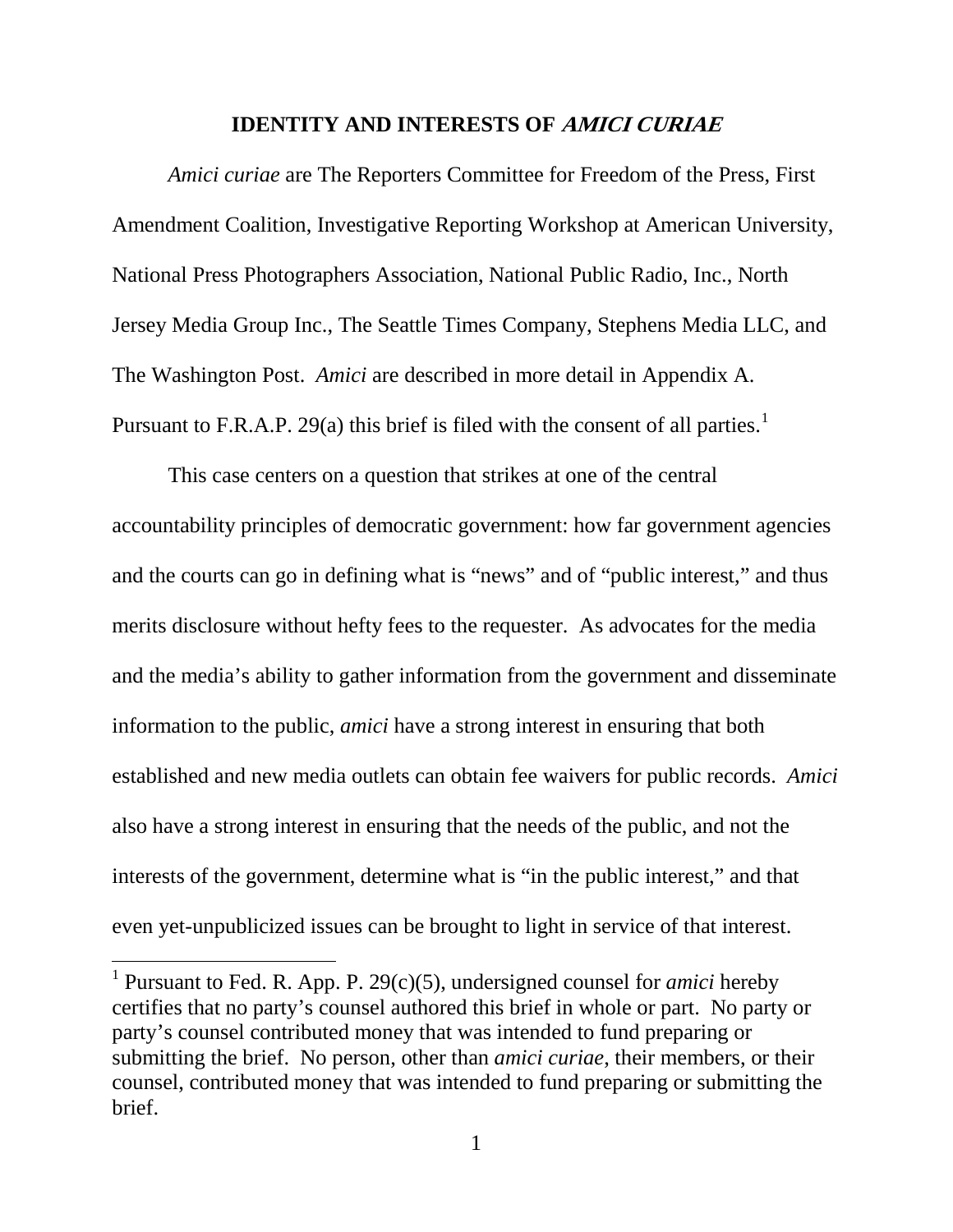# IDENTITY AND INTERESTS OF *AMICI CURIAE*

*Amici curiae* are The Reporters Committee for Freedom of the Press, First Amendment Coalition, Investigative Reporting Workshop at American University, National Press Photographers Association, National Public Radio, Inc., North Jersey Media Group Inc., The Seattle Times Company, Stephens Media LLC, and The Washington Post. *Amici* are described in more detail in Appendix A. Pursuant to F.R.A.P. 29(a) this brief is filed with the consent of all parties.[1]

This case centers on a question that strikes at one of the central accountability principles of democratic government: how far government agencies and the courts can go in defining what is "news" and of "public interest," and thus merits disclosure without hefty fees to the requester. As advocates for the media and the media's ability to gather information from the government and disseminate information to the public, *amici* have a strong interest in ensuring that both established and new media outlets can obtain fee waivers for public records. *Amici* also have a strong interest in ensuring that the needs of the public, and not the interests of the government, determine what is "in the public interest," and that even yet-unpublicized issues can be brought to light in service of that interest.

[1] Pursuant to Fed. R. App. P. 29(c)(5), undersigned counsel for *amici* hereby certifies that no party's counsel authored this brief in whole or part. No party or party's counsel contributed money that was intended to fund preparing or submitting the brief. No person, other than *amici curiae*, their members, or their counsel, contributed money that was intended to fund preparing or submitting the brief.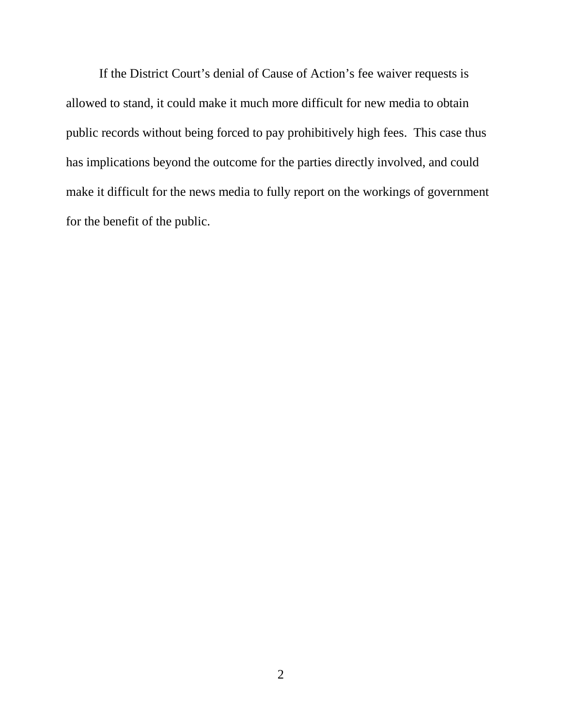If the District Court's denial of Cause of Action's fee waiver requests is allowed to stand, it could make it much more difficult for new media to obtain public records without being forced to pay prohibitively high fees. This case thus has implications beyond the outcome for the parties directly involved, and could make it difficult for the news media to fully report on the workings of government for the benefit of the public.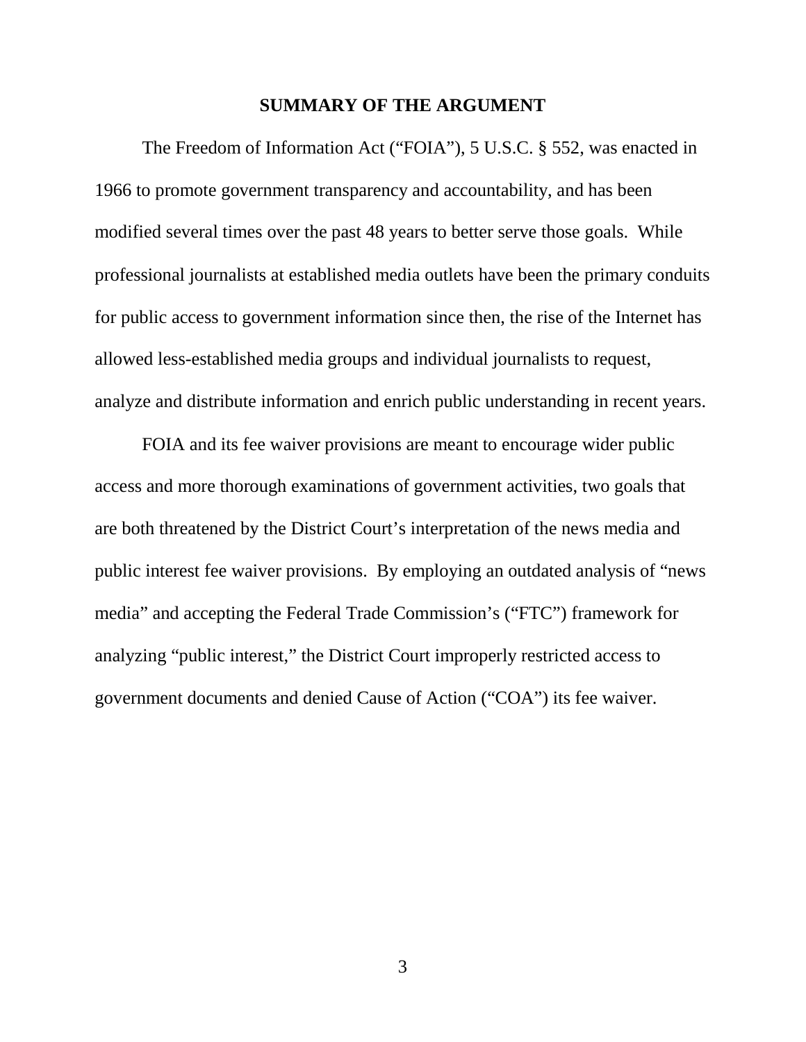## SUMMARY OF THE ARGUMENT

The Freedom of Information Act ("FOIA"), 5 U.S.C. § 552, was enacted in 1966 to promote government transparency and accountability, and has been modified several times over the past 48 years to better serve those goals. While professional journalists at established media outlets have been the primary conduits for public access to government information since then, the rise of the Internet has allowed less-established media groups and individual journalists to request, analyze and distribute information and enrich public understanding in recent years.

FOIA and its fee waiver provisions are meant to encourage wider public access and more thorough examinations of government activities, two goals that are both threatened by the District Court's interpretation of the news media and public interest fee waiver provisions. By employing an outdated analysis of "news media" and accepting the Federal Trade Commission's ("FTC") framework for analyzing "public interest," the District Court improperly restricted access to government documents and denied Cause of Action ("COA") its fee waiver.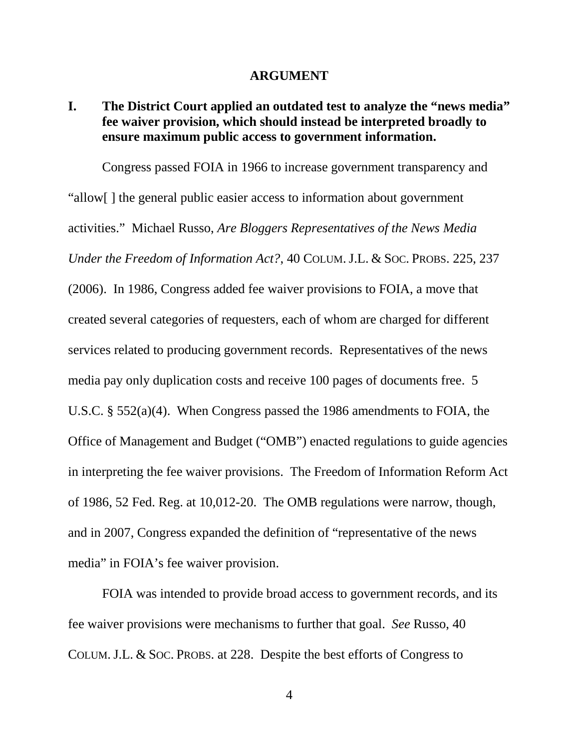## ARGUMENT

### I. The District Court applied an outdated test to analyze the "news media" fee waiver provision, which should instead be interpreted broadly to ensure maximum public access to government information.

Congress passed FOIA in 1966 to increase government transparency and "allow[ ] the general public easier access to information about government activities." Michael Russo, *Are Bloggers Representatives of the News Media Under the Freedom of Information Act?*, 40 COLUM. J.L. & SOC. PROBS. 225, 237 (2006). In 1986, Congress added fee waiver provisions to FOIA, a move that created several categories of requesters, each of whom are charged for different services related to producing government records. Representatives of the news media pay only duplication costs and receive 100 pages of documents free. 5 U.S.C. § 552(a)(4). When Congress passed the 1986 amendments to FOIA, the Office of Management and Budget ("OMB") enacted regulations to guide agencies in interpreting the fee waiver provisions. The Freedom of Information Reform Act of 1986, 52 Fed. Reg. at 10,012-20. The OMB regulations were narrow, though, and in 2007, Congress expanded the definition of "representative of the news media" in FOIA's fee waiver provision.

FOIA was intended to provide broad access to government records, and its fee waiver provisions were mechanisms to further that goal. *See* Russo, 40 COLUM. J.L. & SOC. PROBS. at 228. Despite the best efforts of Congress to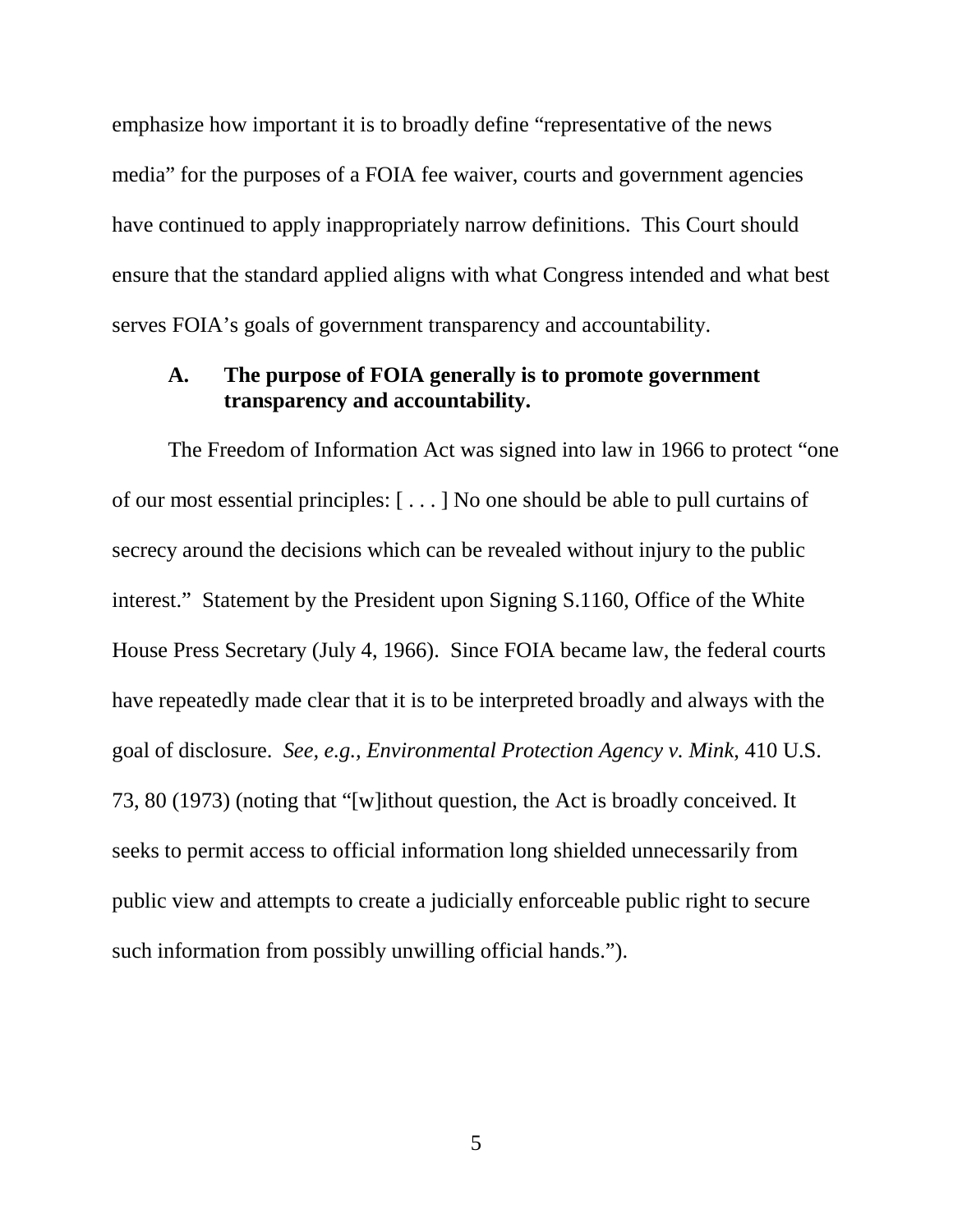emphasize how important it is to broadly define "representative of the news media" for the purposes of a FOIA fee waiver, courts and government agencies have continued to apply inappropriately narrow definitions. This Court should ensure that the standard applied aligns with what Congress intended and what best serves FOIA's goals of government transparency and accountability.

### A. The purpose of FOIA generally is to promote government transparency and accountability.

The Freedom of Information Act was signed into law in 1966 to protect "one of our most essential principles: [ . . . ] No one should be able to pull curtains of secrecy around the decisions which can be revealed without injury to the public interest." Statement by the President upon Signing S.1160, Office of the White House Press Secretary (July 4, 1966). Since FOIA became law, the federal courts have repeatedly made clear that it is to be interpreted broadly and always with the goal of disclosure. *See, e.g.*, *Environmental Protection Agency v. Mink*, 410 U.S. 73, 80 (1973) (noting that "[w]ithout question, the Act is broadly conceived. It seeks to permit access to official information long shielded unnecessarily from public view and attempts to create a judicially enforceable public right to secure such information from possibly unwilling official hands.").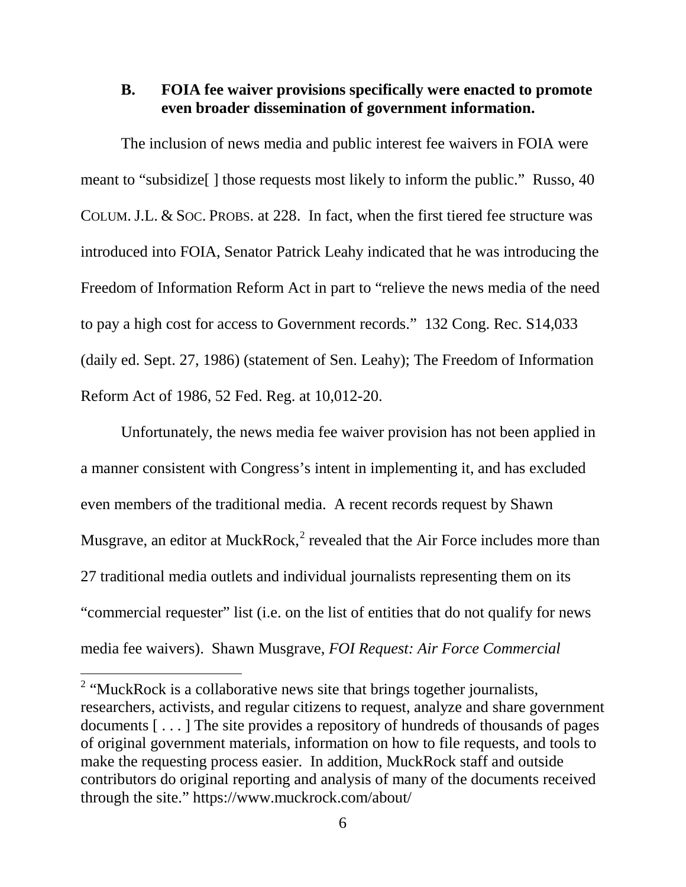### B. FOIA fee waiver provisions specifically were enacted to promote even broader dissemination of government information.

The inclusion of news media and public interest fee waivers in FOIA were meant to "subsidize[ ] those requests most likely to inform the public." Russo, 40 COLUM. J.L. & SOC. PROBS. at 228. In fact, when the first tiered fee structure was introduced into FOIA, Senator Patrick Leahy indicated that he was introducing the Freedom of Information Reform Act in part to "relieve the news media of the need to pay a high cost for access to Government records." 132 Cong. Rec. S14,033 (daily ed. Sept. 27, 1986) (statement of Sen. Leahy); The Freedom of Information Reform Act of 1986, 52 Fed. Reg. at 10,012-20.

Unfortunately, the news media fee waiver provision has not been applied in a manner consistent with Congress's intent in implementing it, and has excluded even members of the traditional media. A recent records request by Shawn Musgrave, an editor at MuckRock,[2] revealed that the Air Force includes more than 27 traditional media outlets and individual journalists representing them on its "commercial requester" list (i.e. on the list of entities that do not qualify for news media fee waivers). Shawn Musgrave, *FOI Request: Air Force Commercial*

[2] "MuckRock is a collaborative news site that brings together journalists, researchers, activists, and regular citizens to request, analyze and share government documents [ . . . ] The site provides a repository of hundreds of thousands of pages of original government materials, information on how to file requests, and tools to make the requesting process easier. In addition, MuckRock staff and outside contributors do original reporting and analysis of many of the documents received through the site." https://www.muckrock.com/about/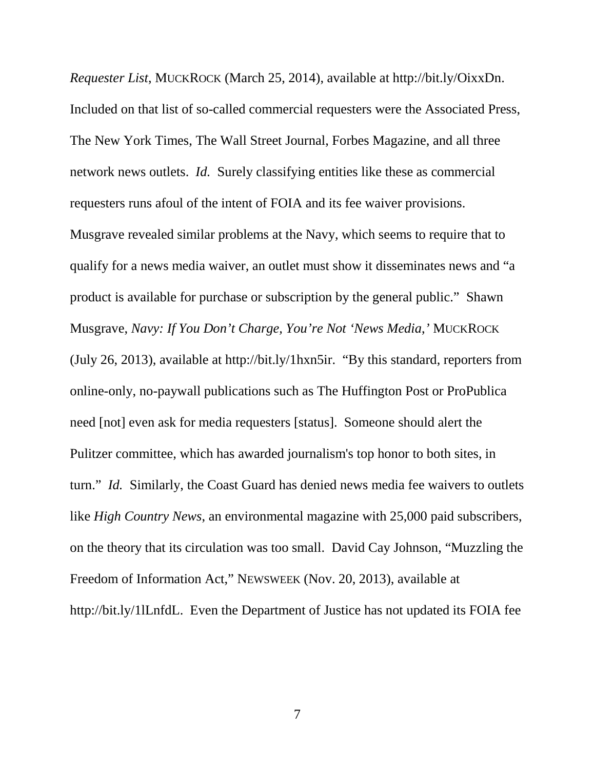*Requester List*, MUCKROCK (March 25, 2014), available at http://bit.ly/OixxDn. Included on that list of so-called commercial requesters were the Associated Press, The New York Times, The Wall Street Journal, Forbes Magazine, and all three network news outlets. *Id.* Surely classifying entities like these as commercial requesters runs afoul of the intent of FOIA and its fee waiver provisions. Musgrave revealed similar problems at the Navy, which seems to require that to qualify for a news media waiver, an outlet must show it disseminates news and "a product is available for purchase or subscription by the general public." Shawn Musgrave, *Navy: If You Don't Charge, You're Not 'News Media,'* MUCKROCK (July 26, 2013), available at http://bit.ly/1hxn5ir. "By this standard, reporters from online-only, no-paywall publications such as The Huffington Post or ProPublica need [not] even ask for media requesters [status]. Someone should alert the Pulitzer committee, which has awarded journalism's top honor to both sites, in turn." *Id.* Similarly, the Coast Guard has denied news media fee waivers to outlets like *High Country News*, an environmental magazine with 25,000 paid subscribers, on the theory that its circulation was too small. David Cay Johnson, "Muzzling the Freedom of Information Act," NEWSWEEK (Nov. 20, 2013), available at http://bit.ly/1lLnfdL. Even the Department of Justice has not updated its FOIA fee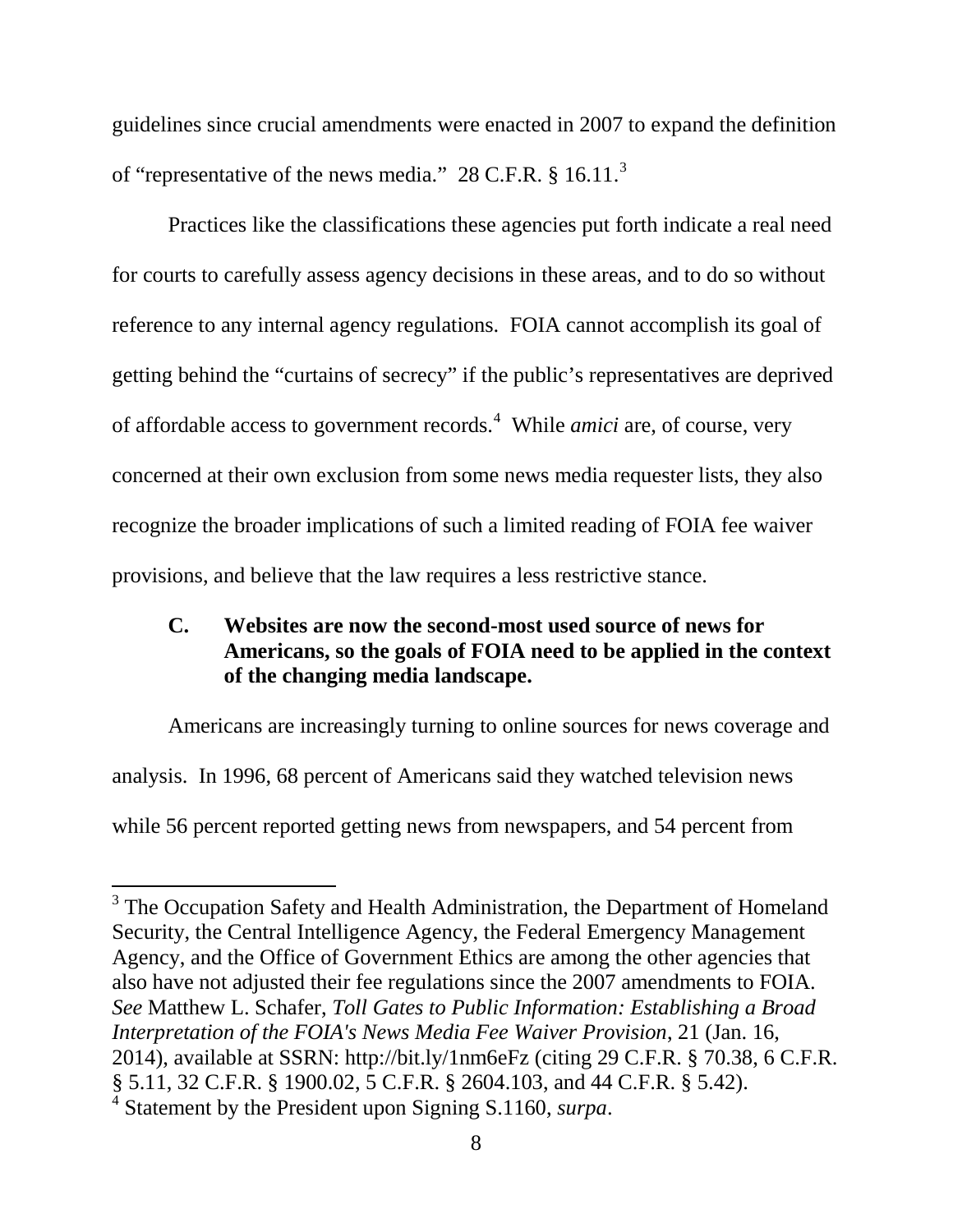guidelines since crucial amendments were enacted in 2007 to expand the definition of "representative of the news media." 28 C.F.R. § 16.11.[3]

Practices like the classifications these agencies put forth indicate a real need for courts to carefully assess agency decisions in these areas, and to do so without reference to any internal agency regulations. FOIA cannot accomplish its goal of getting behind the "curtains of secrecy" if the public's representatives are deprived of affordable access to government records.[4] While *amici* are, of course, very concerned at their own exclusion from some news media requester lists, they also recognize the broader implications of such a limited reading of FOIA fee waiver provisions, and believe that the law requires a less restrictive stance.

### C. Websites are now the second-most used source of news for Americans, so the goals of FOIA need to be applied in the context of the changing media landscape.

Americans are increasingly turning to online sources for news coverage and analysis. In 1996, 68 percent of Americans said they watched television news while 56 percent reported getting news from newspapers, and 54 percent from

---

[3] The Occupation Safety and Health Administration, the Department of Homeland Security, the Central Intelligence Agency, the Federal Emergency Management Agency, and the Office of Government Ethics are among the other agencies that also have not adjusted their fee regulations since the 2007 amendments to FOIA. *See* Matthew L. Schafer, *Toll Gates to Public Information: Establishing a Broad Interpretation of the FOIA's News Media Fee Waiver Provision*, 21 (Jan. 16, 2014), available at SSRN: http://bit.ly/1nm6eFz (citing 29 C.F.R. § 70.38, 6 C.F.R. § 5.11, 32 C.F.R. § 1900.02, 5 C.F.R. § 2604.103, and 44 C.F.R. § 5.42).

[4] Statement by the President upon Signing S.1160, *surpa*.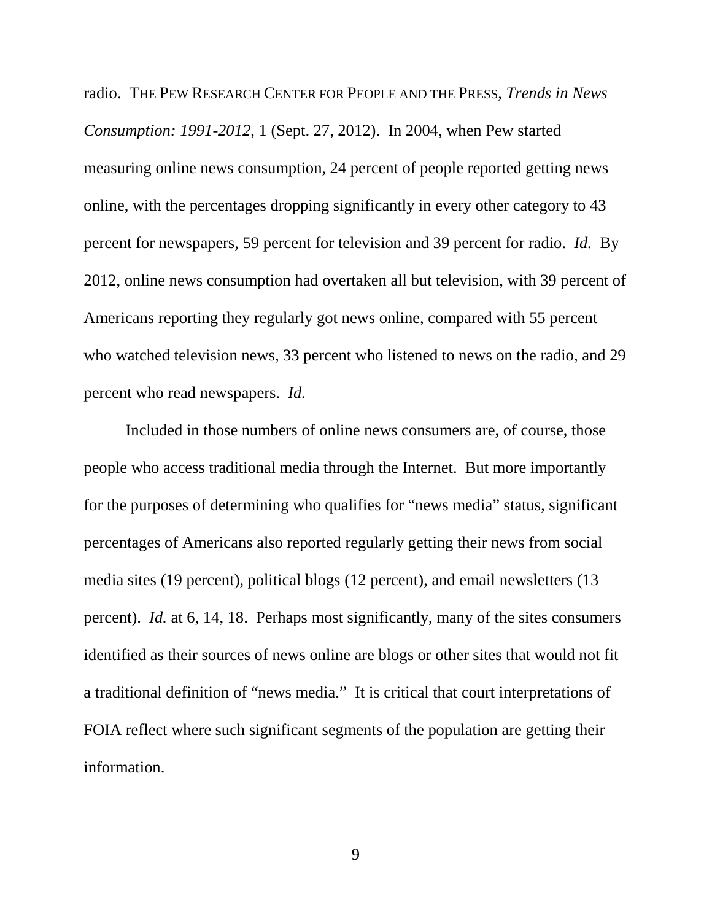radio. THE PEW RESEARCH CENTER FOR PEOPLE AND THE PRESS, *Trends in News Consumption: 1991-2012*, 1 (Sept. 27, 2012). In 2004, when Pew started measuring online news consumption, 24 percent of people reported getting news online, with the percentages dropping significantly in every other category to 43 percent for newspapers, 59 percent for television and 39 percent for radio. *Id.* By 2012, online news consumption had overtaken all but television, with 39 percent of Americans reporting they regularly got news online, compared with 55 percent who watched television news, 33 percent who listened to news on the radio, and 29 percent who read newspapers. *Id.*

Included in those numbers of online news consumers are, of course, those people who access traditional media through the Internet. But more importantly for the purposes of determining who qualifies for "news media" status, significant percentages of Americans also reported regularly getting their news from social media sites (19 percent), political blogs (12 percent), and email newsletters (13 percent). *Id.* at 6, 14, 18. Perhaps most significantly, many of the sites consumers identified as their sources of news online are blogs or other sites that would not fit a traditional definition of "news media." It is critical that court interpretations of FOIA reflect where such significant segments of the population are getting their information.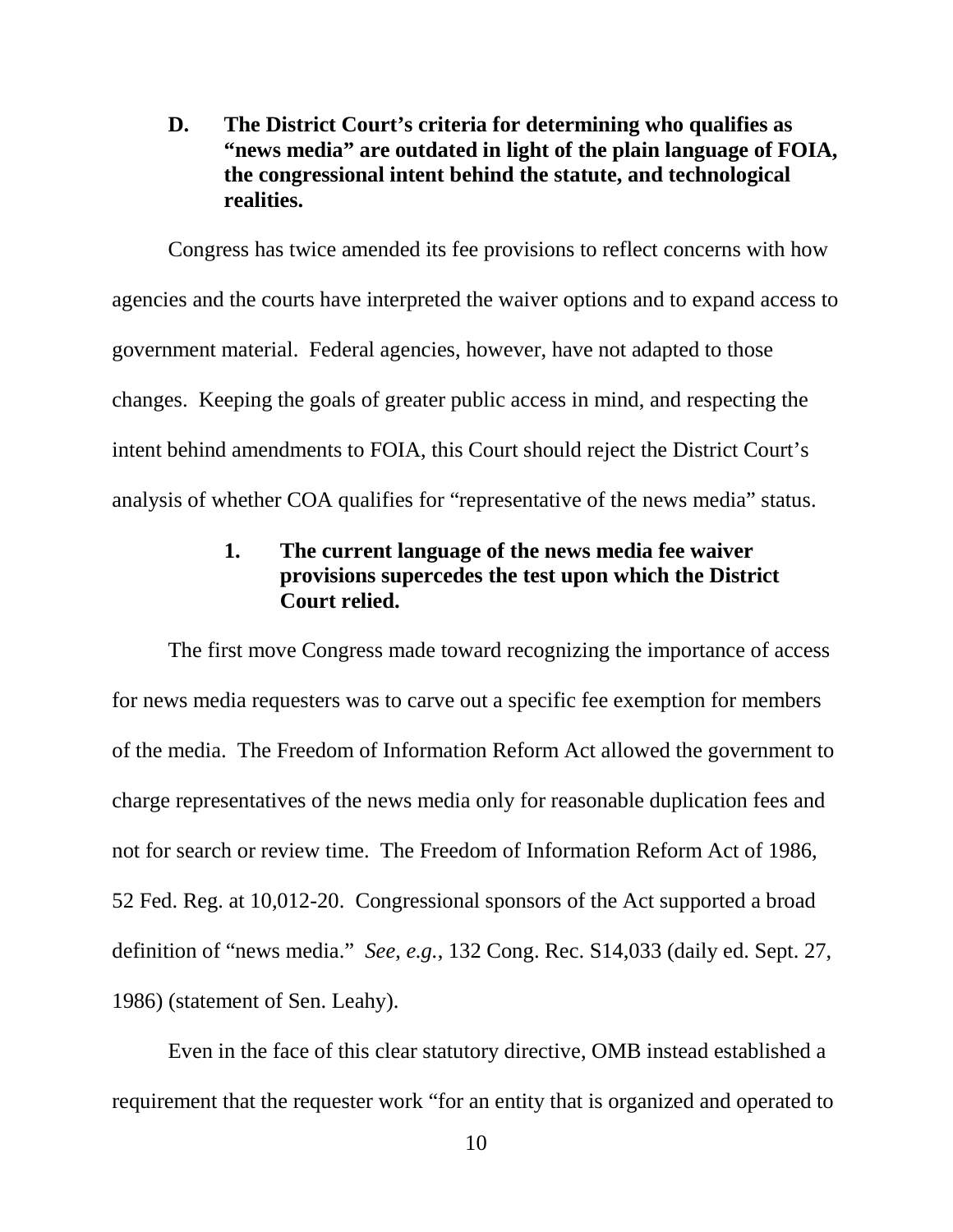### D. The District Court's criteria for determining who qualifies as "news media" are outdated in light of the plain language of FOIA, the congressional intent behind the statute, and technological realities.

Congress has twice amended its fee provisions to reflect concerns with how agencies and the courts have interpreted the waiver options and to expand access to government material. Federal agencies, however, have not adapted to those changes. Keeping the goals of greater public access in mind, and respecting the intent behind amendments to FOIA, this Court should reject the District Court's analysis of whether COA qualifies for "representative of the news media" status.

#### 1. The current language of the news media fee waiver provisions supercedes the test upon which the District Court relied.

The first move Congress made toward recognizing the importance of access for news media requesters was to carve out a specific fee exemption for members of the media. The Freedom of Information Reform Act allowed the government to charge representatives of the news media only for reasonable duplication fees and not for search or review time. The Freedom of Information Reform Act of 1986, 52 Fed. Reg. at 10,012-20. Congressional sponsors of the Act supported a broad definition of "news media." *See, e.g.*, 132 Cong. Rec. S14,033 (daily ed. Sept. 27, 1986) (statement of Sen. Leahy).

Even in the face of this clear statutory directive, OMB instead established a requirement that the requester work "for an entity that is organized and operated to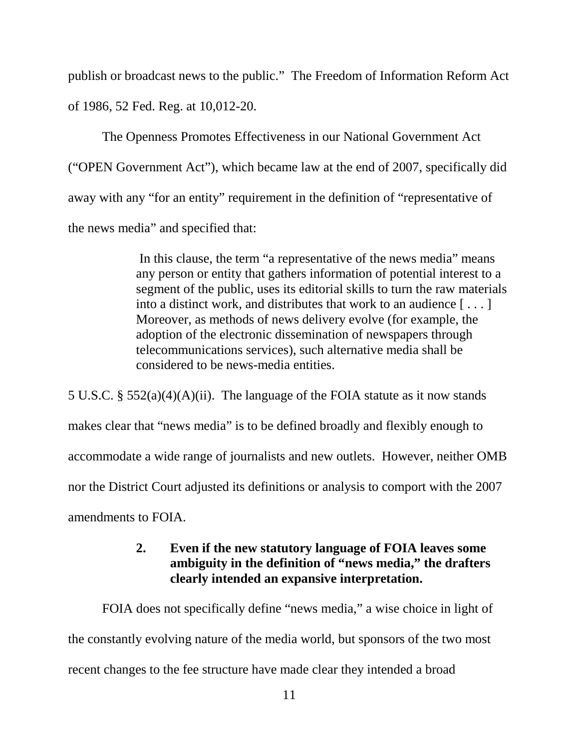publish or broadcast news to the public." The Freedom of Information Reform Act of 1986, 52 Fed. Reg. at 10,012-20.

The Openness Promotes Effectiveness in our National Government Act ("OPEN Government Act"), which became law at the end of 2007, specifically did away with any "for an entity" requirement in the definition of "representative of the news media" and specified that:

> In this clause, the term "a representative of the news media" means any person or entity that gathers information of potential interest to a segment of the public, uses its editorial skills to turn the raw materials into a distinct work, and distributes that work to an audience [ . . . ] Moreover, as methods of news delivery evolve (for example, the adoption of the electronic dissemination of newspapers through telecommunications services), such alternative media shall be considered to be news-media entities.

5 U.S.C. § 552(a)(4)(A)(ii). The language of the FOIA statute as it now stands makes clear that "news media" is to be defined broadly and flexibly enough to accommodate a wide range of journalists and new outlets. However, neither OMB nor the District Court adjusted its definitions or analysis to comport with the 2007 amendments to FOIA.

### 2. Even if the new statutory language of FOIA leaves some ambiguity in the definition of "news media," the drafters clearly intended an expansive interpretation.

FOIA does not specifically define "news media," a wise choice in light of the constantly evolving nature of the media world, but sponsors of the two most recent changes to the fee structure have made clear they intended a broad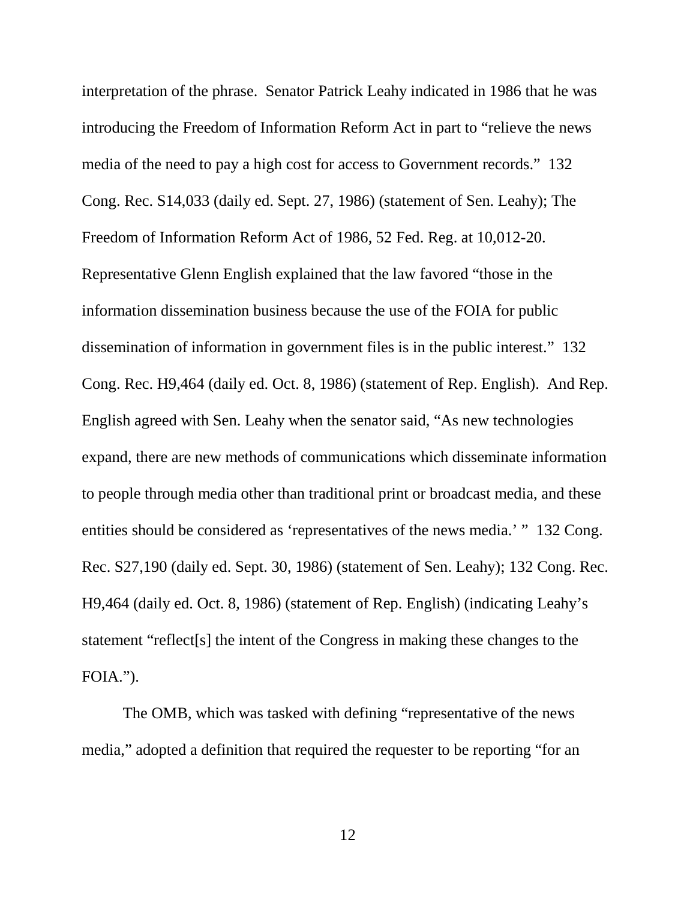interpretation of the phrase. Senator Patrick Leahy indicated in 1986 that he was introducing the Freedom of Information Reform Act in part to "relieve the news media of the need to pay a high cost for access to Government records." 132 Cong. Rec. S14,033 (daily ed. Sept. 27, 1986) (statement of Sen. Leahy); The Freedom of Information Reform Act of 1986, 52 Fed. Reg. at 10,012-20. Representative Glenn English explained that the law favored "those in the information dissemination business because the use of the FOIA for public dissemination of information in government files is in the public interest." 132 Cong. Rec. H9,464 (daily ed. Oct. 8, 1986) (statement of Rep. English). And Rep. English agreed with Sen. Leahy when the senator said, "As new technologies expand, there are new methods of communications which disseminate information to people through media other than traditional print or broadcast media, and these entities should be considered as 'representatives of the news media.' " 132 Cong. Rec. S27,190 (daily ed. Sept. 30, 1986) (statement of Sen. Leahy); 132 Cong. Rec. H9,464 (daily ed. Oct. 8, 1986) (statement of Rep. English) (indicating Leahy's statement "reflect[s] the intent of the Congress in making these changes to the FOIA.").

The OMB, which was tasked with defining "representative of the news media," adopted a definition that required the requester to be reporting "for an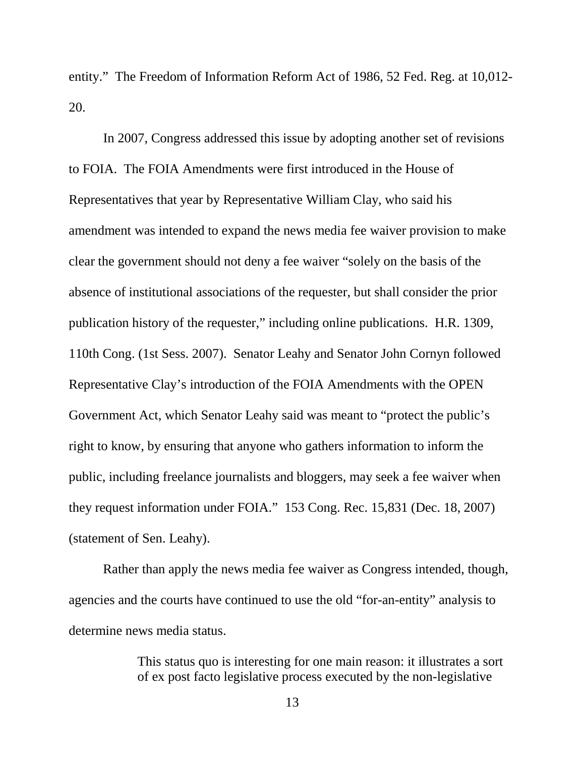entity." The Freedom of Information Reform Act of 1986, 52 Fed. Reg. at 10,012-20.

In 2007, Congress addressed this issue by adopting another set of revisions to FOIA. The FOIA Amendments were first introduced in the House of Representatives that year by Representative William Clay, who said his amendment was intended to expand the news media fee waiver provision to make clear the government should not deny a fee waiver "solely on the basis of the absence of institutional associations of the requester, but shall consider the prior publication history of the requester," including online publications. H.R. 1309, 110th Cong. (1st Sess. 2007). Senator Leahy and Senator John Cornyn followed Representative Clay's introduction of the FOIA Amendments with the OPEN Government Act, which Senator Leahy said was meant to "protect the public's right to know, by ensuring that anyone who gathers information to inform the public, including freelance journalists and bloggers, may seek a fee waiver when they request information under FOIA." 153 Cong. Rec. 15,831 (Dec. 18, 2007) (statement of Sen. Leahy).

Rather than apply the news media fee waiver as Congress intended, though, agencies and the courts have continued to use the old "for-an-entity" analysis to determine news media status.

> This status quo is interesting for one main reason: it illustrates a sort of ex post facto legislative process executed by the non-legislative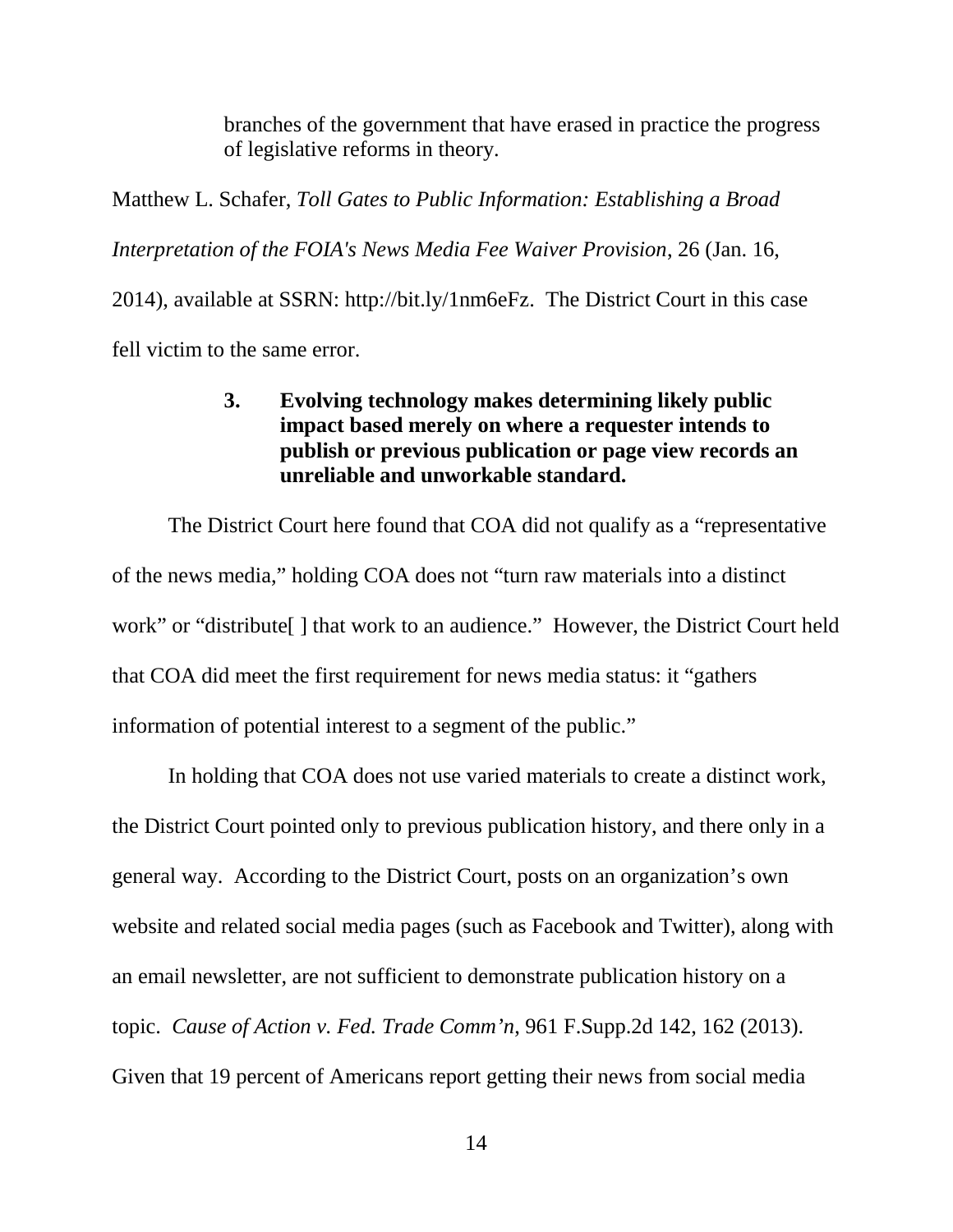branches of the government that have erased in practice the progress of legislative reforms in theory.

Matthew L. Schafer, *Toll Gates to Public Information: Establishing a Broad Interpretation of the FOIA's News Media Fee Waiver Provision*, 26 (Jan. 16, 2014), available at SSRN: http://bit.ly/1nm6eFz. The District Court in this case fell victim to the same error.

### 3. Evolving technology makes determining likely public impact based merely on where a requester intends to publish or previous publication or page view records an unreliable and unworkable standard.

The District Court here found that COA did not qualify as a "representative of the news media," holding COA does not "turn raw materials into a distinct work" or "distribute[ ] that work to an audience." However, the District Court held that COA did meet the first requirement for news media status: it "gathers information of potential interest to a segment of the public."

In holding that COA does not use varied materials to create a distinct work, the District Court pointed only to previous publication history, and there only in a general way. According to the District Court, posts on an organization's own website and related social media pages (such as Facebook and Twitter), along with an email newsletter, are not sufficient to demonstrate publication history on a topic. *Cause of Action v. Fed. Trade Comm'n*, 961 F.Supp.2d 142, 162 (2013). Given that 19 percent of Americans report getting their news from social media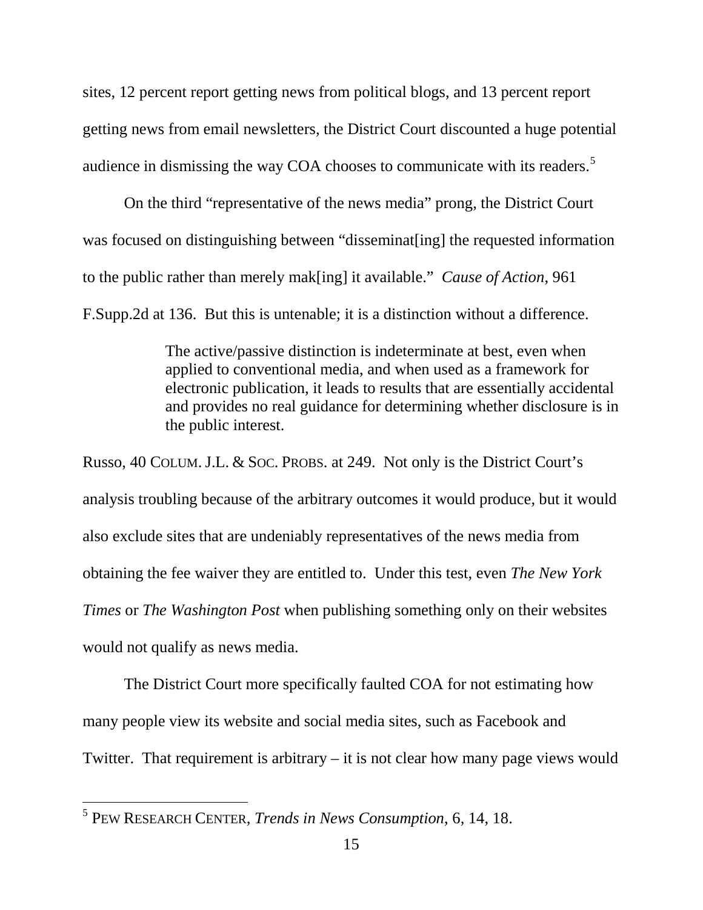sites, 12 percent report getting news from political blogs, and 13 percent report getting news from email newsletters, the District Court discounted a huge potential audience in dismissing the way COA chooses to communicate with its readers.[5]

On the third "representative of the news media" prong, the District Court was focused on distinguishing between "disseminat[ing] the requested information to the public rather than merely mak[ing] it available." *Cause of Action*, 961 F.Supp.2d at 136. But this is untenable; it is a distinction without a difference.

> The active/passive distinction is indeterminate at best, even when applied to conventional media, and when used as a framework for electronic publication, it leads to results that are essentially accidental and provides no real guidance for determining whether disclosure is in the public interest.

Russo, 40 COLUM. J.L. & SOC. PROBS. at 249. Not only is the District Court's analysis troubling because of the arbitrary outcomes it would produce, but it would also exclude sites that are undeniably representatives of the news media from obtaining the fee waiver they are entitled to. Under this test, even *The New York Times* or *The Washington Post* when publishing something only on their websites would not qualify as news media.

The District Court more specifically faulted COA for not estimating how many people view its website and social media sites, such as Facebook and Twitter. That requirement is arbitrary – it is not clear how many page views would

---

[5] PEW RESEARCH CENTER, *Trends in News Consumption*, 6, 14, 18.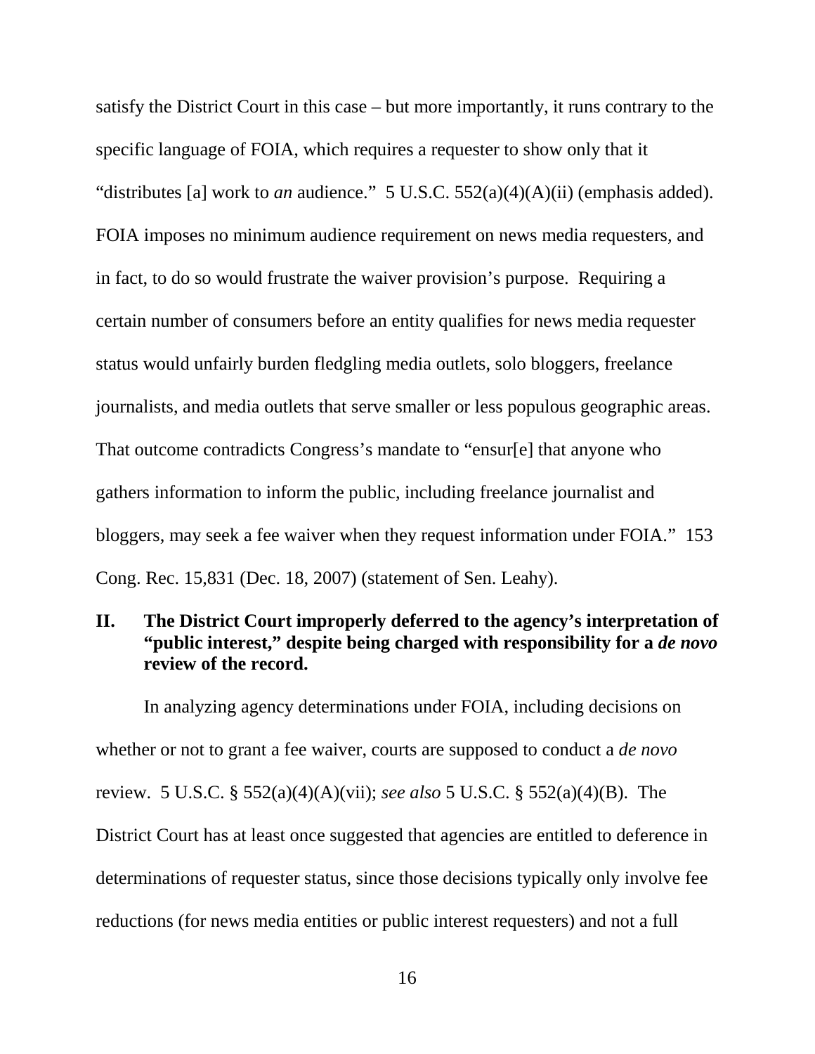satisfy the District Court in this case – but more importantly, it runs contrary to the specific language of FOIA, which requires a requester to show only that it "distributes [a] work to *an* audience." 5 U.S.C. 552(a)(4)(A)(ii) (emphasis added). FOIA imposes no minimum audience requirement on news media requesters, and in fact, to do so would frustrate the waiver provision's purpose. Requiring a certain number of consumers before an entity qualifies for news media requester status would unfairly burden fledgling media outlets, solo bloggers, freelance journalists, and media outlets that serve smaller or less populous geographic areas. That outcome contradicts Congress's mandate to "ensur[e] that anyone who gathers information to inform the public, including freelance journalist and bloggers, may seek a fee waiver when they request information under FOIA." 153 Cong. Rec. 15,831 (Dec. 18, 2007) (statement of Sen. Leahy).

## II. The District Court improperly deferred to the agency's interpretation of "public interest," despite being charged with responsibility for a *de novo* review of the record.

In analyzing agency determinations under FOIA, including decisions on whether or not to grant a fee waiver, courts are supposed to conduct a *de novo* review. 5 U.S.C. § 552(a)(4)(A)(vii); *see also* 5 U.S.C. § 552(a)(4)(B). The District Court has at least once suggested that agencies are entitled to deference in determinations of requester status, since those decisions typically only involve fee reductions (for news media entities or public interest requesters) and not a full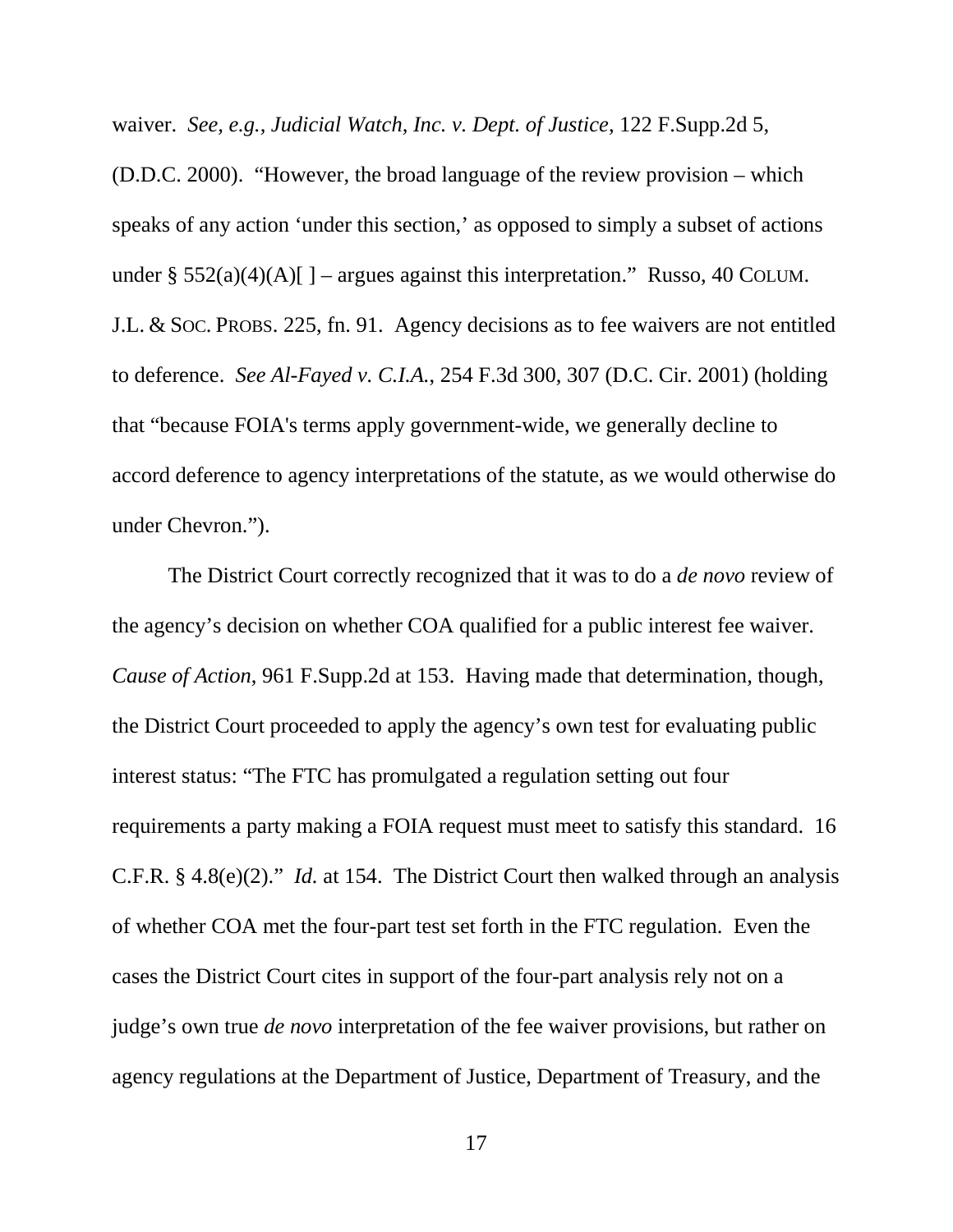waiver. *See, e.g.*, *Judicial Watch, Inc. v. Dept. of Justice*, 122 F.Supp.2d 5, (D.D.C. 2000). "However, the broad language of the review provision – which speaks of any action 'under this section,' as opposed to simply a subset of actions under § 552(a)(4)(A)[ ] – argues against this interpretation." Russo, 40 COLUM. J.L. & SOC. PROBS. 225, fn. 91. Agency decisions as to fee waivers are not entitled to deference. *See Al-Fayed v. C.I.A.*, 254 F.3d 300, 307 (D.C. Cir. 2001) (holding that "because FOIA's terms apply government-wide, we generally decline to accord deference to agency interpretations of the statute, as we would otherwise do under Chevron.").

The District Court correctly recognized that it was to do a *de novo* review of the agency's decision on whether COA qualified for a public interest fee waiver. *Cause of Action*, 961 F.Supp.2d at 153. Having made that determination, though, the District Court proceeded to apply the agency's own test for evaluating public interest status: "The FTC has promulgated a regulation setting out four requirements a party making a FOIA request must meet to satisfy this standard. 16 C.F.R. § 4.8(e)(2)." *Id.* at 154. The District Court then walked through an analysis of whether COA met the four-part test set forth in the FTC regulation. Even the cases the District Court cites in support of the four-part analysis rely not on a judge's own true *de novo* interpretation of the fee waiver provisions, but rather on agency regulations at the Department of Justice, Department of Treasury, and the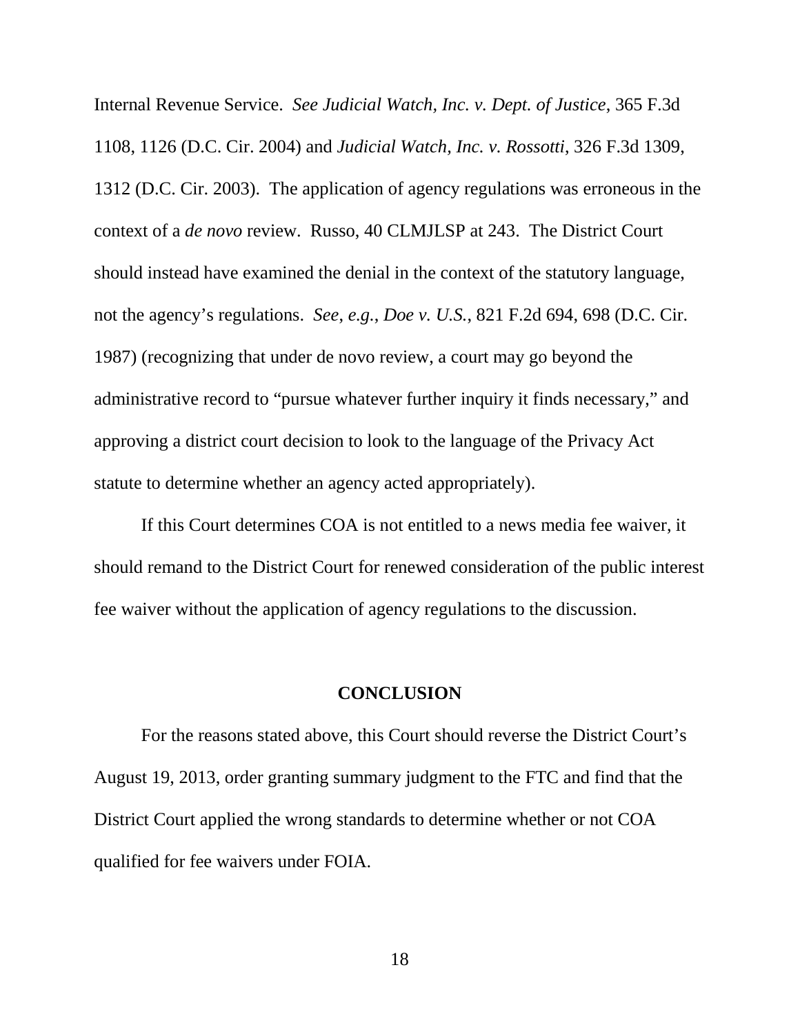Internal Revenue Service. *See Judicial Watch, Inc. v. Dept. of Justice*, 365 F.3d 1108, 1126 (D.C. Cir. 2004) and *Judicial Watch, Inc. v. Rossotti*, 326 F.3d 1309, 1312 (D.C. Cir. 2003). The application of agency regulations was erroneous in the context of a *de novo* review. Russo, 40 CLMJLSP at 243. The District Court should instead have examined the denial in the context of the statutory language, not the agency's regulations. *See, e.g.*, *Doe v. U.S.*, 821 F.2d 694, 698 (D.C. Cir. 1987) (recognizing that under de novo review, a court may go beyond the administrative record to "pursue whatever further inquiry it finds necessary," and approving a district court decision to look to the language of the Privacy Act statute to determine whether an agency acted appropriately).

If this Court determines COA is not entitled to a news media fee waiver, it should remand to the District Court for renewed consideration of the public interest fee waiver without the application of agency regulations to the discussion.

## CONCLUSION

For the reasons stated above, this Court should reverse the District Court's August 19, 2013, order granting summary judgment to the FTC and find that the District Court applied the wrong standards to determine whether or not COA qualified for fee waivers under FOIA.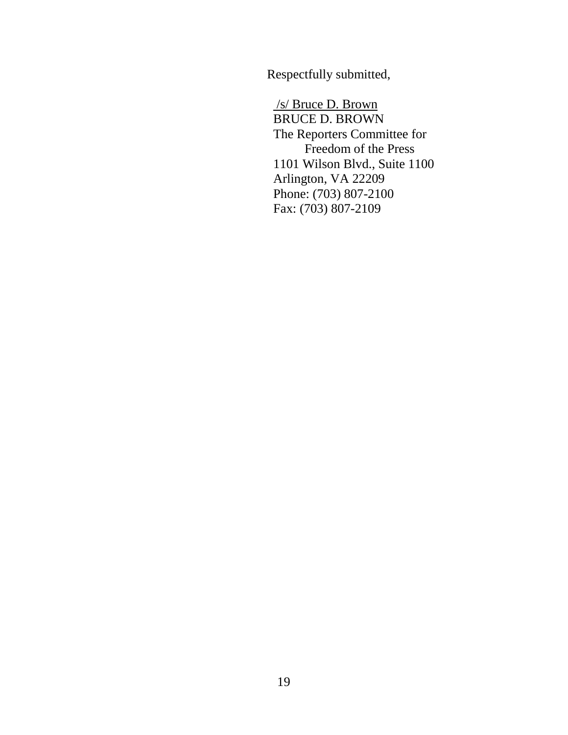Respectfully submitted,

/s/ Bruce D. Brown
BRUCE D. BROWN
The Reporters Committee for
Freedom of the Press
1101 Wilson Blvd., Suite 1100
Arlington, VA 22209
Phone: (703) 807-2100
Fax: (703) 807-2109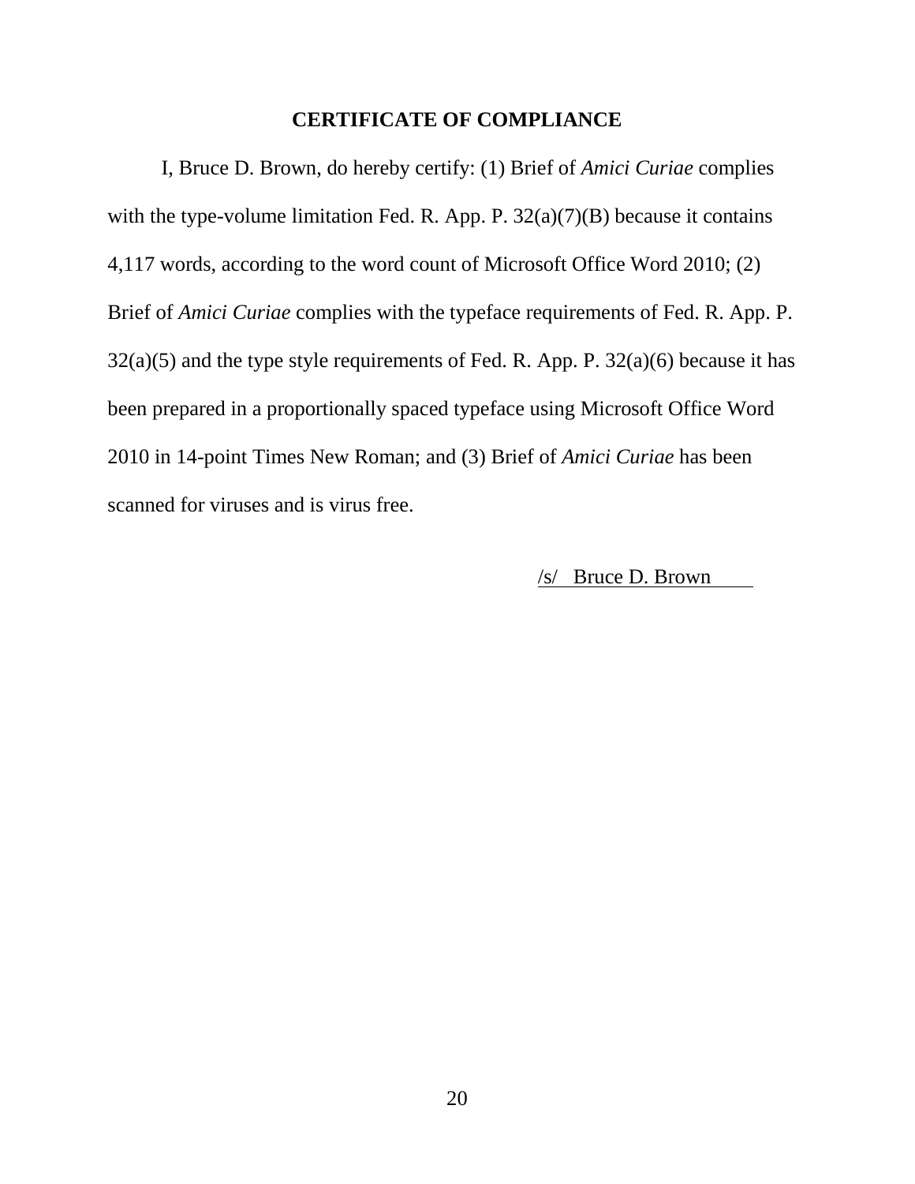## CERTIFICATE OF COMPLIANCE

I, Bruce D. Brown, do hereby certify: (1) Brief of *Amici Curiae* complies with the type-volume limitation Fed. R. App. P. 32(a)(7)(B) because it contains 4,117 words, according to the word count of Microsoft Office Word 2010; (2) Brief of *Amici Curiae* complies with the typeface requirements of Fed. R. App. P. 32(a)(5) and the type style requirements of Fed. R. App. P. 32(a)(6) because it has been prepared in a proportionally spaced typeface using Microsoft Office Word 2010 in 14-point Times New Roman; and (3) Brief of *Amici Curiae* has been scanned for viruses and is virus free.

/s/ Bruce D. Brown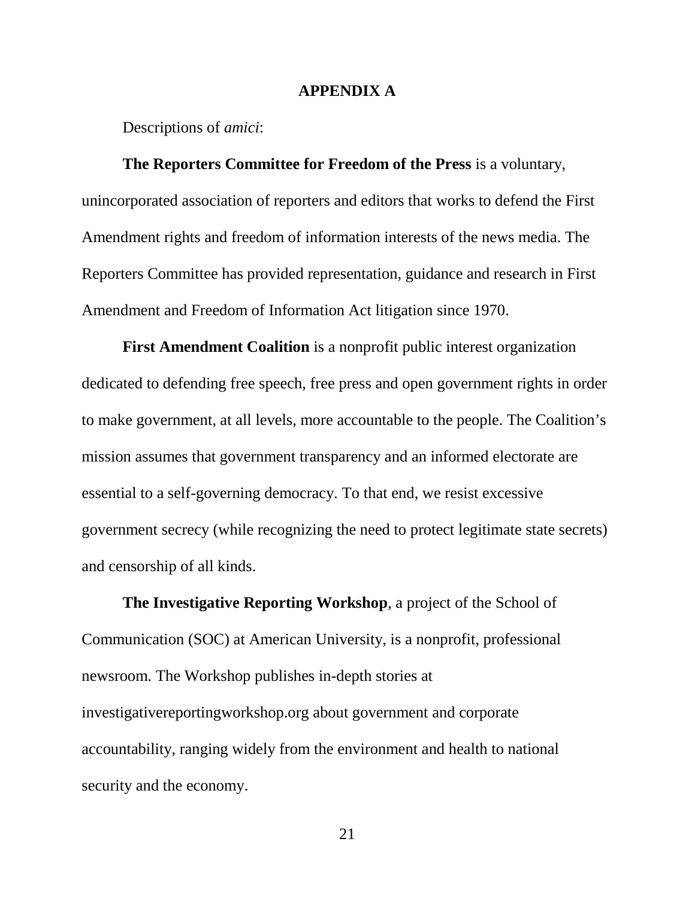# APPENDIX A

Descriptions of *amici*:

**The Reporters Committee for Freedom of the Press** is a voluntary, unincorporated association of reporters and editors that works to defend the First Amendment rights and freedom of information interests of the news media. The Reporters Committee has provided representation, guidance and research in First Amendment and Freedom of Information Act litigation since 1970.

**First Amendment Coalition** is a nonprofit public interest organization dedicated to defending free speech, free press and open government rights in order to make government, at all levels, more accountable to the people. The Coalition's mission assumes that government transparency and an informed electorate are essential to a self-governing democracy. To that end, we resist excessive government secrecy (while recognizing the need to protect legitimate state secrets) and censorship of all kinds.

**The Investigative Reporting Workshop**, a project of the School of Communication (SOC) at American University, is a nonprofit, professional newsroom. The Workshop publishes in-depth stories at investigativereportingworkshop.org about government and corporate accountability, ranging widely from the environment and health to national security and the economy.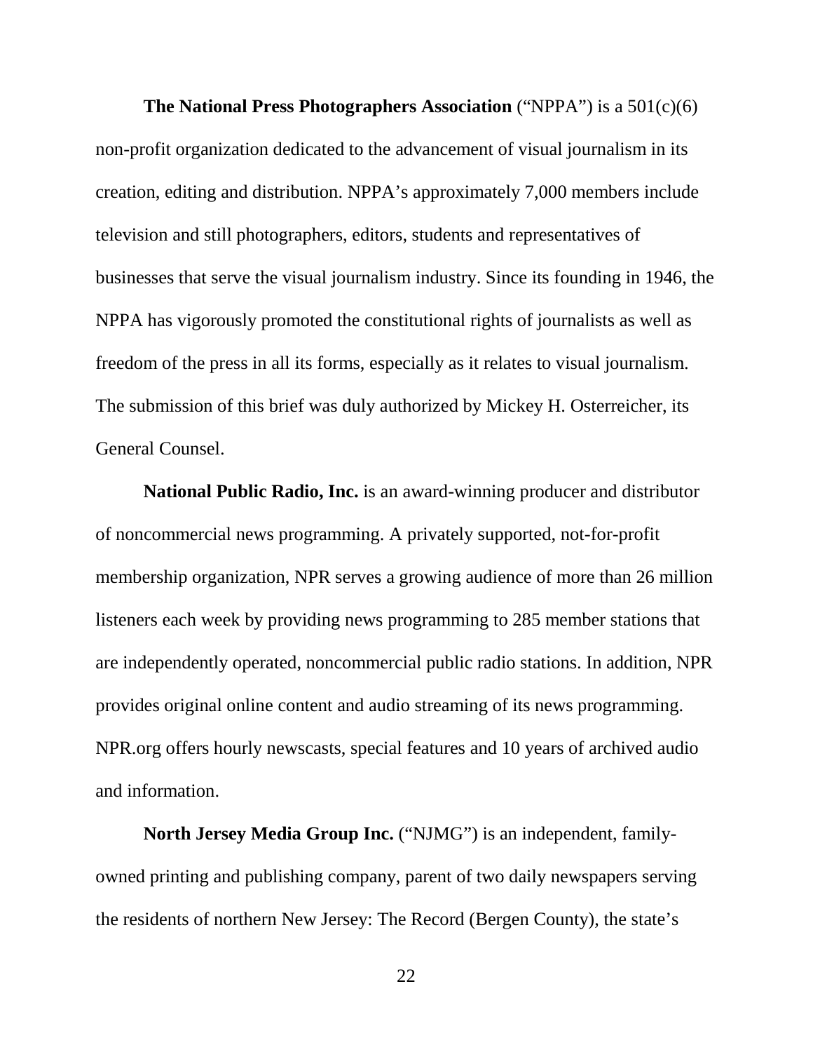**The National Press Photographers Association** ("NPPA") is a 501(c)(6) non-profit organization dedicated to the advancement of visual journalism in its creation, editing and distribution. NPPA's approximately 7,000 members include television and still photographers, editors, students and representatives of businesses that serve the visual journalism industry. Since its founding in 1946, the NPPA has vigorously promoted the constitutional rights of journalists as well as freedom of the press in all its forms, especially as it relates to visual journalism. The submission of this brief was duly authorized by Mickey H. Osterreicher, its General Counsel.

**National Public Radio, Inc.** is an award-winning producer and distributor of noncommercial news programming. A privately supported, not-for-profit membership organization, NPR serves a growing audience of more than 26 million listeners each week by providing news programming to 285 member stations that are independently operated, noncommercial public radio stations. In addition, NPR provides original online content and audio streaming of its news programming. NPR.org offers hourly newscasts, special features and 10 years of archived audio and information.

**North Jersey Media Group Inc.** ("NJMG") is an independent, family-owned printing and publishing company, parent of two daily newspapers serving the residents of northern New Jersey: The Record (Bergen County), the state's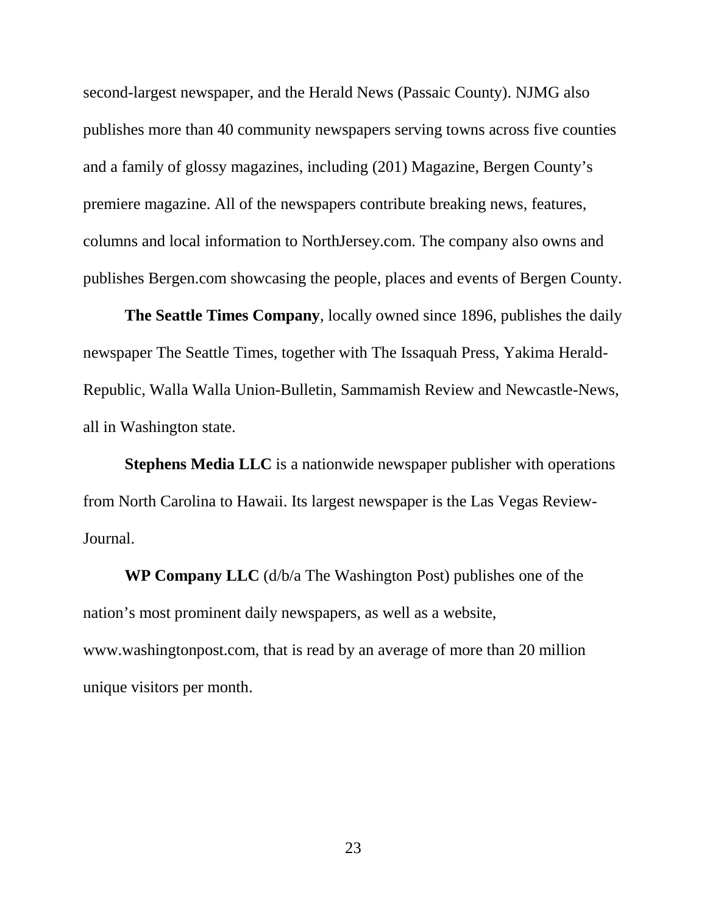second-largest newspaper, and the Herald News (Passaic County). NJMG also publishes more than 40 community newspapers serving towns across five counties and a family of glossy magazines, including (201) Magazine, Bergen County's premiere magazine. All of the newspapers contribute breaking news, features, columns and local information to NorthJersey.com. The company also owns and publishes Bergen.com showcasing the people, places and events of Bergen County.

**The Seattle Times Company**, locally owned since 1896, publishes the daily newspaper The Seattle Times, together with The Issaquah Press, Yakima Herald-Republic, Walla Walla Union-Bulletin, Sammamish Review and Newcastle-News, all in Washington state.

**Stephens Media LLC** is a nationwide newspaper publisher with operations from North Carolina to Hawaii. Its largest newspaper is the Las Vegas Review-Journal.

**WP Company LLC** (d/b/a The Washington Post) publishes one of the nation's most prominent daily newspapers, as well as a website, www.washingtonpost.com, that is read by an average of more than 20 million unique visitors per month.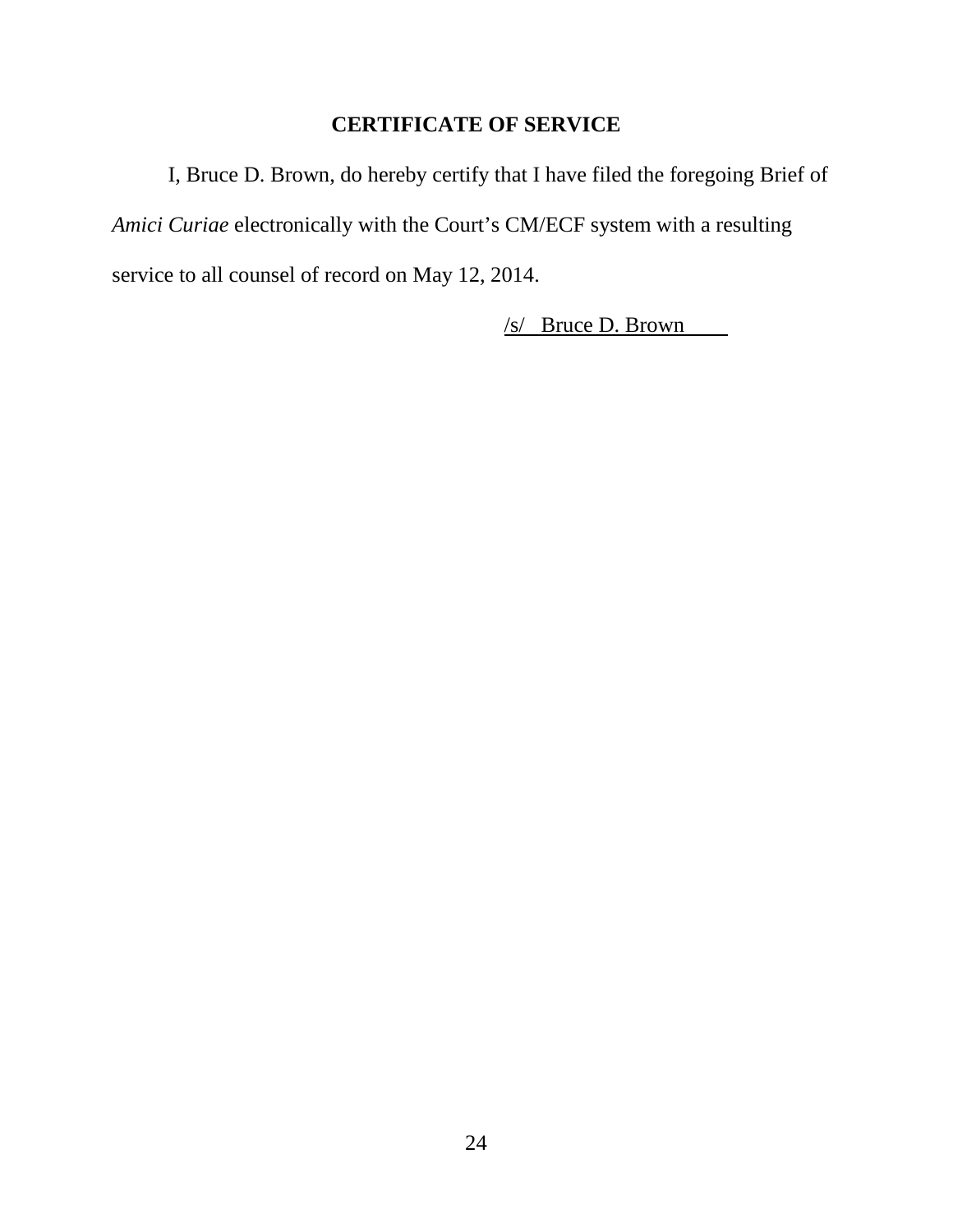## CERTIFICATE OF SERVICE

I, Bruce D. Brown, do hereby certify that I have filed the foregoing Brief of *Amici Curiae* electronically with the Court's CM/ECF system with a resulting service to all counsel of record on May 12, 2014.

/s/ Bruce D. Brown